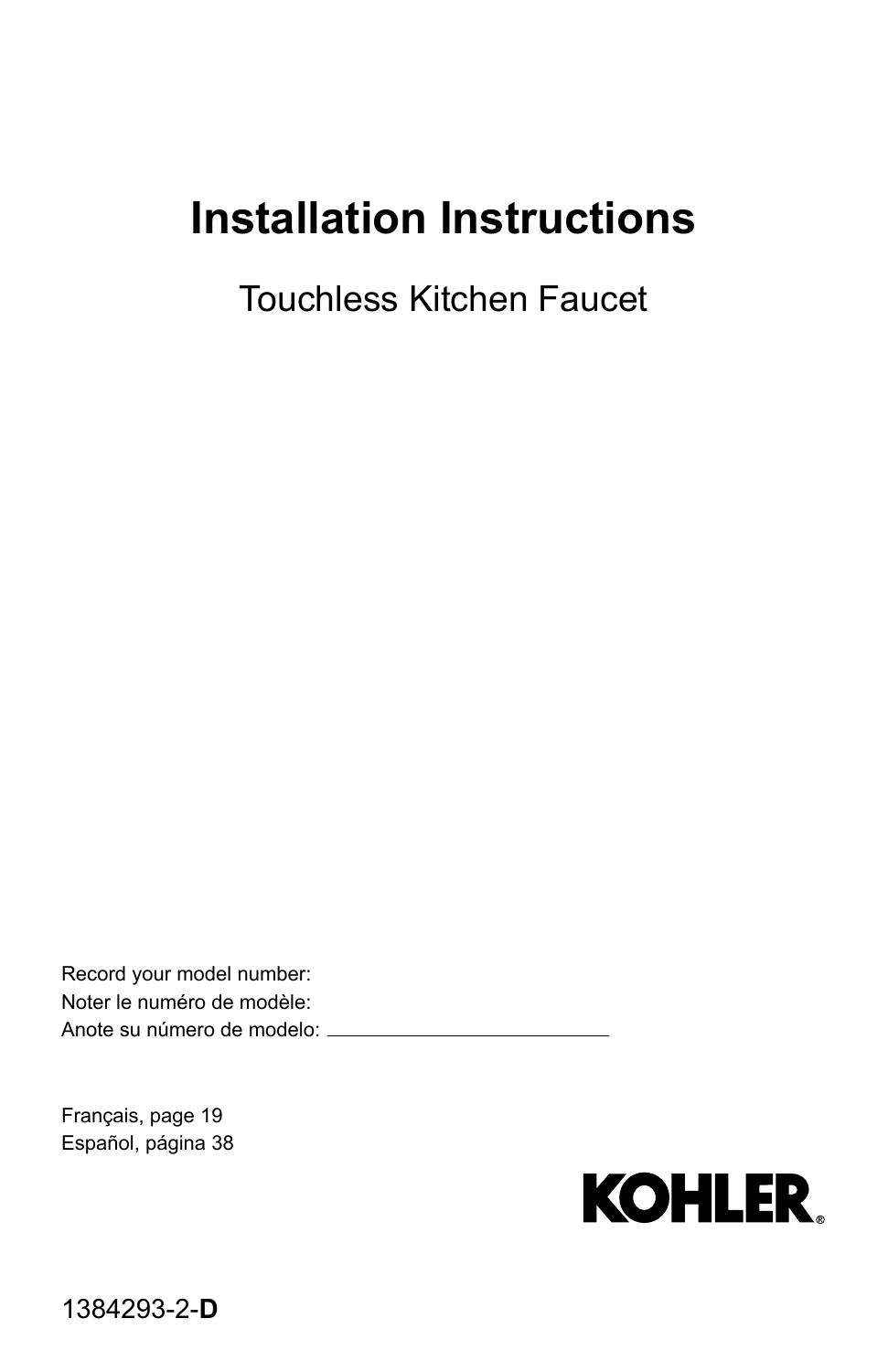# Installation Instructions

## Touchless Kitchen Faucet

Record your model number:
Noter le numéro de modèle:
Anote su número de modelo: ____________________

Français, page 19
Español, página 38

KOHLER®

1384293-2-**D**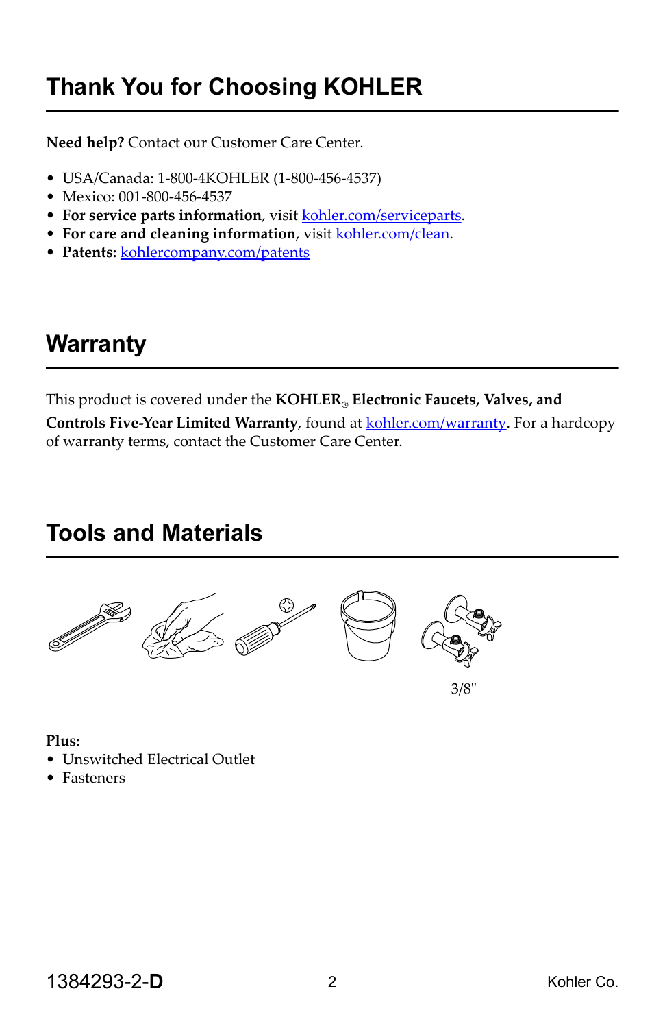## Thank You for Choosing KOHLER

**Need help?** Contact our Customer Care Center.

- USA/Canada: 1-800-4KOHLER (1-800-456-4537)
- Mexico: 001-800-456-4537
- **For service parts information**, visit kohler.com/serviceparts.
- **For care and cleaning information**, visit kohler.com/clean.
- **Patents:** kohlercompany.com/patents

## Warranty

This product is covered under the **KOHLER® Electronic Faucets, Valves, and Controls Five-Year Limited Warranty**, found at kohler.com/warranty. For a hardcopy of warranty terms, contact the Customer Care Center.

## Tools and Materials

3/8"

**Plus:**

- Unswitched Electrical Outlet
- Fasteners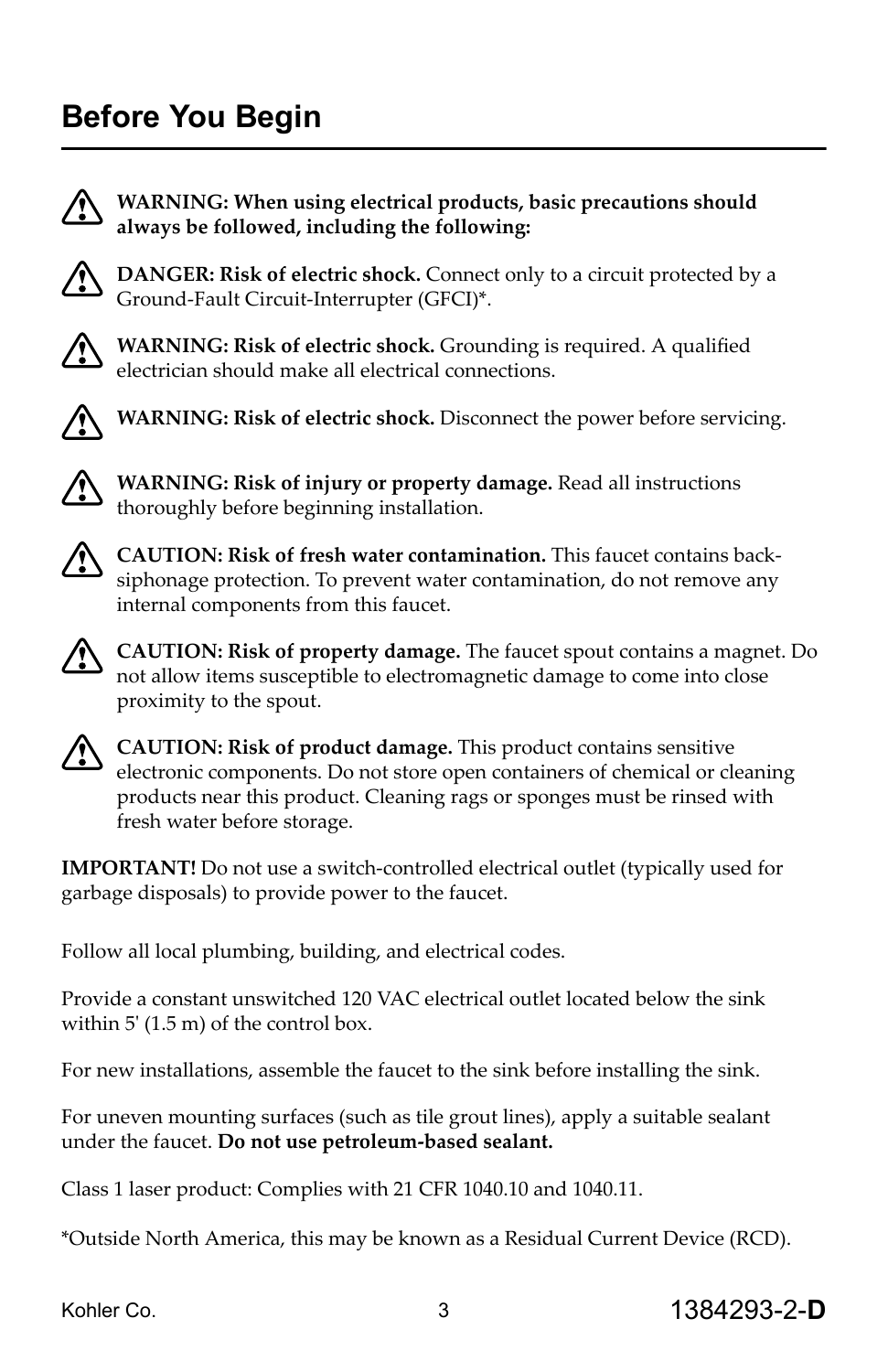# Before You Begin

⚠ **WARNING: When using electrical products, basic precautions should always be followed, including the following:**

⚠ **DANGER: Risk of electric shock.** Connect only to a circuit protected by a Ground-Fault Circuit-Interrupter (GFCI)*.

⚠ **WARNING: Risk of electric shock.** Grounding is required. A qualified electrician should make all electrical connections.

⚠ **WARNING: Risk of electric shock.** Disconnect the power before servicing.

⚠ **WARNING: Risk of injury or property damage.** Read all instructions thoroughly before beginning installation.

⚠ **CAUTION: Risk of fresh water contamination.** This faucet contains back-siphonage protection. To prevent water contamination, do not remove any internal components from this faucet.

⚠ **CAUTION: Risk of property damage.** The faucet spout contains a magnet. Do not allow items susceptible to electromagnetic damage to come into close proximity to the spout.

⚠ **CAUTION: Risk of product damage.** This product contains sensitive electronic components. Do not store open containers of chemical or cleaning products near this product. Cleaning rags or sponges must be rinsed with fresh water before storage.

**IMPORTANT!** Do not use a switch-controlled electrical outlet (typically used for garbage disposals) to provide power to the faucet.

Follow all local plumbing, building, and electrical codes.

Provide a constant unswitched 120 VAC electrical outlet located below the sink within 5' (1.5 m) of the control box.

For new installations, assemble the faucet to the sink before installing the sink.

For uneven mounting surfaces (such as tile grout lines), apply a suitable sealant under the faucet. **Do not use petroleum-based sealant.**

Class 1 laser product: Complies with 21 CFR 1040.10 and 1040.11.

*Outside North America, this may be known as a Residual Current Device (RCD).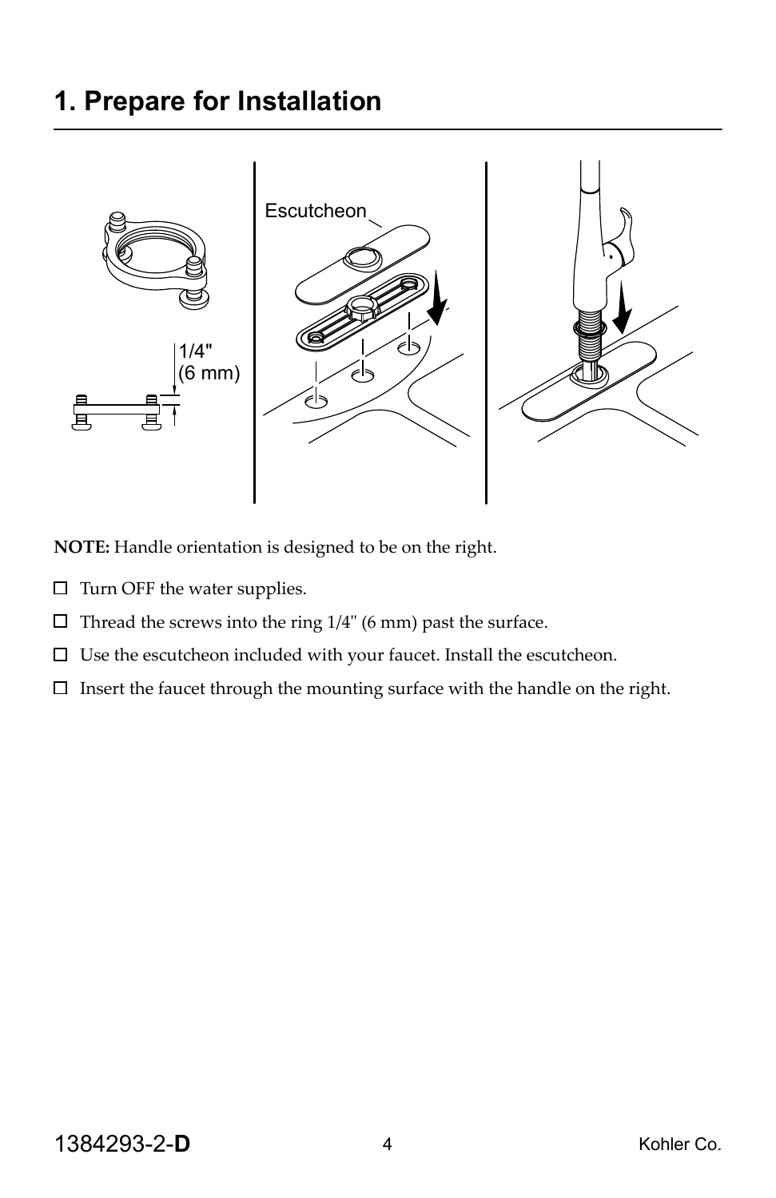# 1. Prepare for Installation

**NOTE:** Handle orientation is designed to be on the right.

- ☐ Turn OFF the water supplies.
- ☐ Thread the screws into the ring 1/4" (6 mm) past the surface.
- ☐ Use the escutcheon included with your faucet. Install the escutcheon.
- ☐ Insert the faucet through the mounting surface with the handle on the right.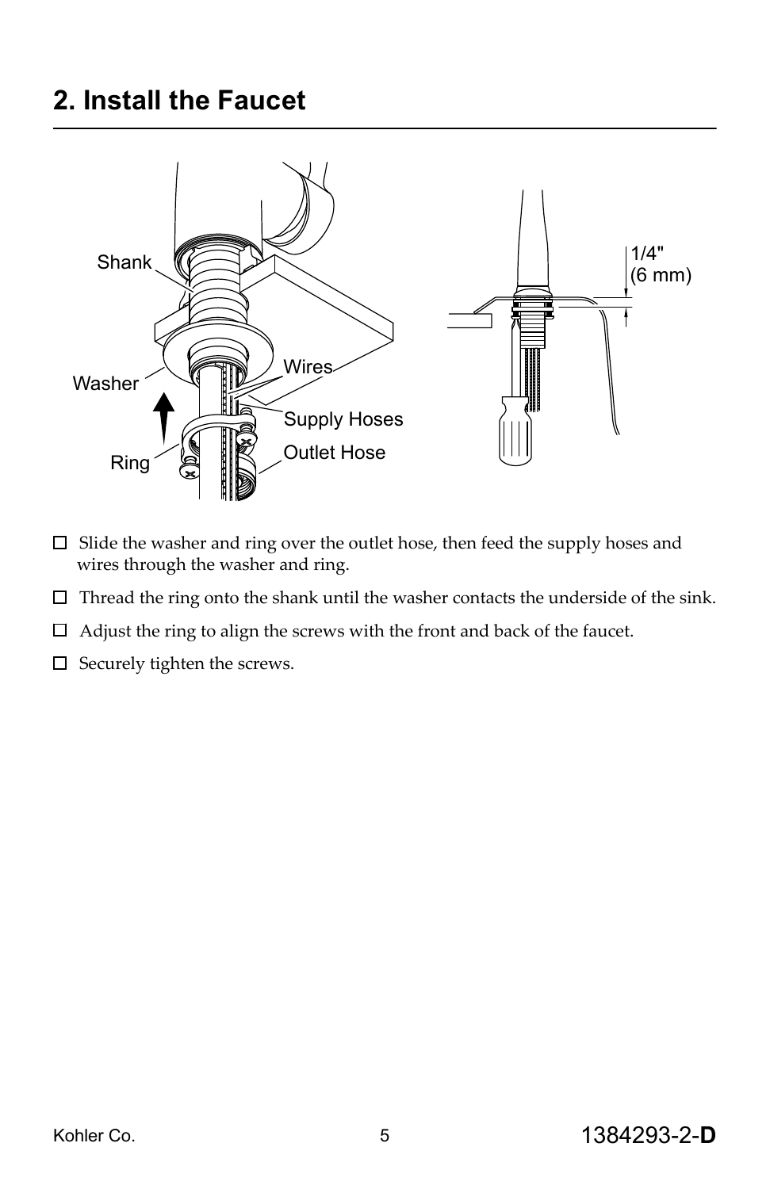# 2. Install the Faucet

- ☐ Slide the washer and ring over the outlet hose, then feed the supply hoses and wires through the washer and ring.
- ☐ Thread the ring onto the shank until the washer contacts the underside of the sink.
- ☐ Adjust the ring to align the screws with the front and back of the faucet.
- ☐ Securely tighten the screws.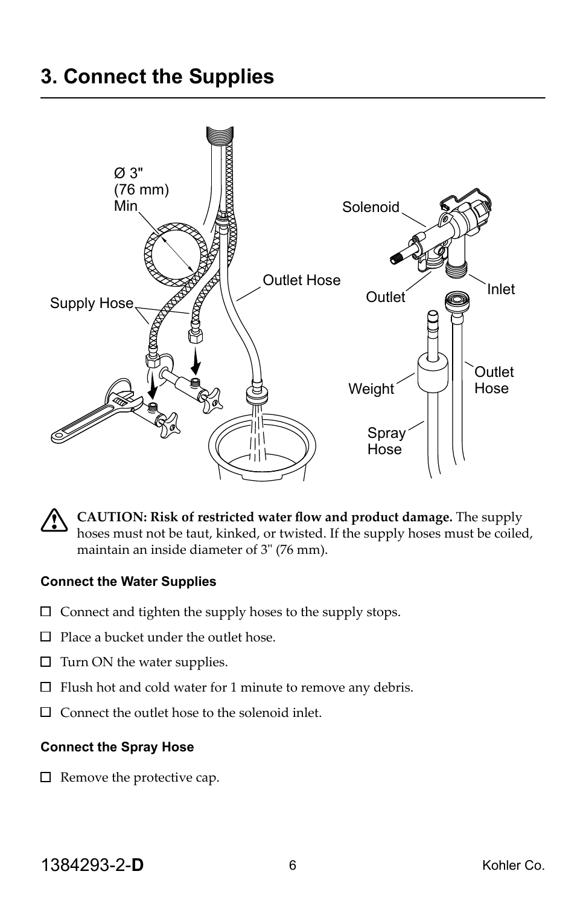# 3. Connect the Supplies

**CAUTION: Risk of restricted water flow and product damage.** The supply hoses must not be taut, kinked, or twisted. If the supply hoses must be coiled, maintain an inside diameter of 3" (76 mm).

### Connect the Water Supplies

- ☐ Connect and tighten the supply hoses to the supply stops.
- ☐ Place a bucket under the outlet hose.
- ☐ Turn ON the water supplies.
- ☐ Flush hot and cold water for 1 minute to remove any debris.
- ☐ Connect the outlet hose to the solenoid inlet.

### Connect the Spray Hose

- ☐ Remove the protective cap.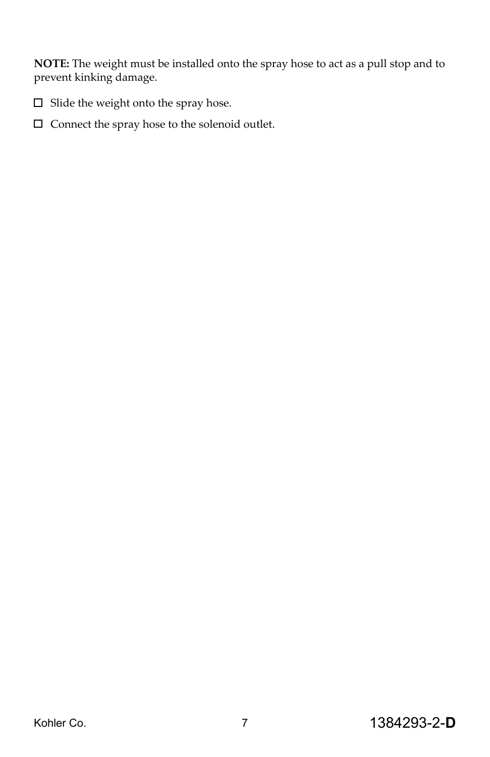**NOTE:** The weight must be installed onto the spray hose to act as a pull stop and to prevent kinking damage.

- ☐ Slide the weight onto the spray hose.
- ☐ Connect the spray hose to the solenoid outlet.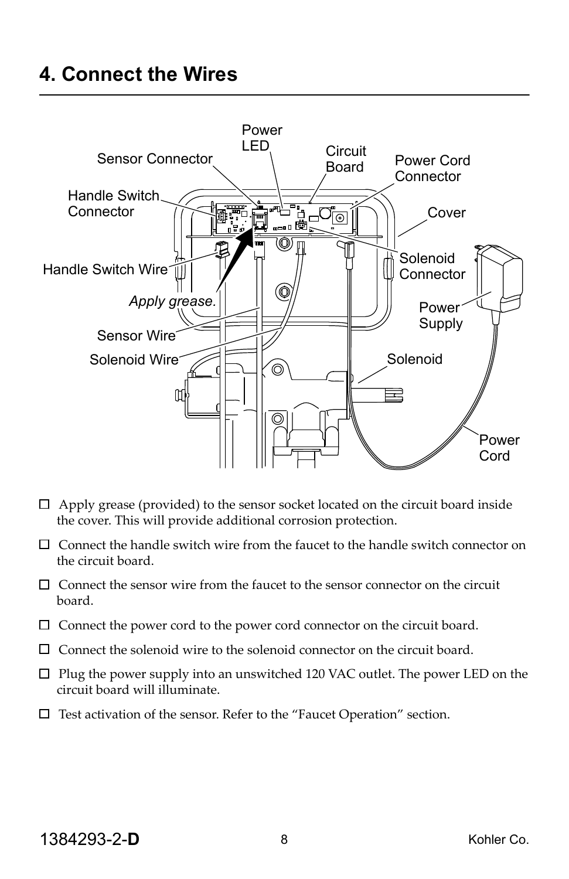# 4. Connect the Wires

- ☐ Apply grease (provided) to the sensor socket located on the circuit board inside the cover. This will provide additional corrosion protection.
- ☐ Connect the handle switch wire from the faucet to the handle switch connector on the circuit board.
- ☐ Connect the sensor wire from the faucet to the sensor connector on the circuit board.
- ☐ Connect the power cord to the power cord connector on the circuit board.
- ☐ Connect the solenoid wire to the solenoid connector on the circuit board.
- ☐ Plug the power supply into an unswitched 120 VAC outlet. The power LED on the circuit board will illuminate.
- ☐ Test activation of the sensor. Refer to the "Faucet Operation" section.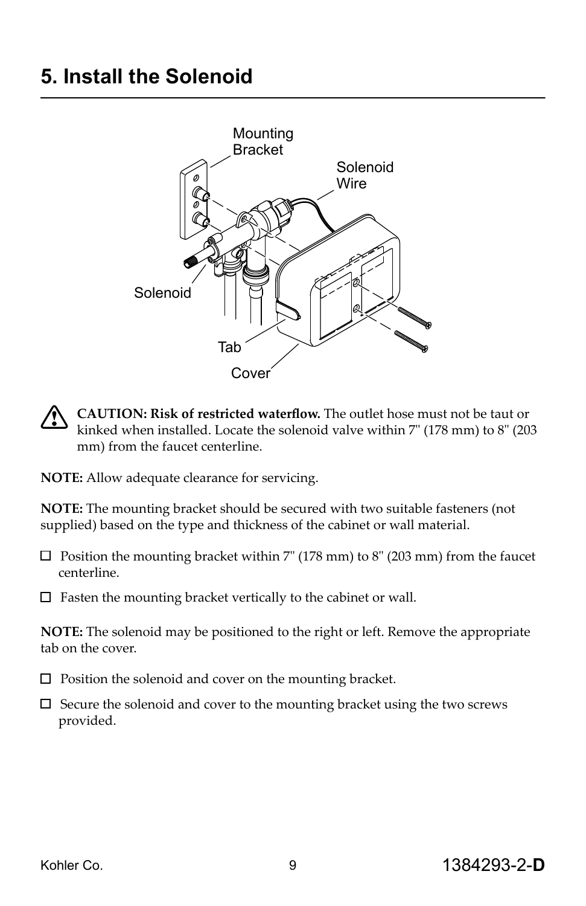# 5. Install the Solenoid

**CAUTION: Risk of restricted waterflow.** The outlet hose must not be taut or kinked when installed. Locate the solenoid valve within 7" (178 mm) to 8" (203 mm) from the faucet centerline.

**NOTE:** Allow adequate clearance for servicing.

**NOTE:** The mounting bracket should be secured with two suitable fasteners (not supplied) based on the type and thickness of the cabinet or wall material.

- ☐ Position the mounting bracket within 7" (178 mm) to 8" (203 mm) from the faucet centerline.
- ☐ Fasten the mounting bracket vertically to the cabinet or wall.

**NOTE:** The solenoid may be positioned to the right or left. Remove the appropriate tab on the cover.

- ☐ Position the solenoid and cover on the mounting bracket.
- ☐ Secure the solenoid and cover to the mounting bracket using the two screws provided.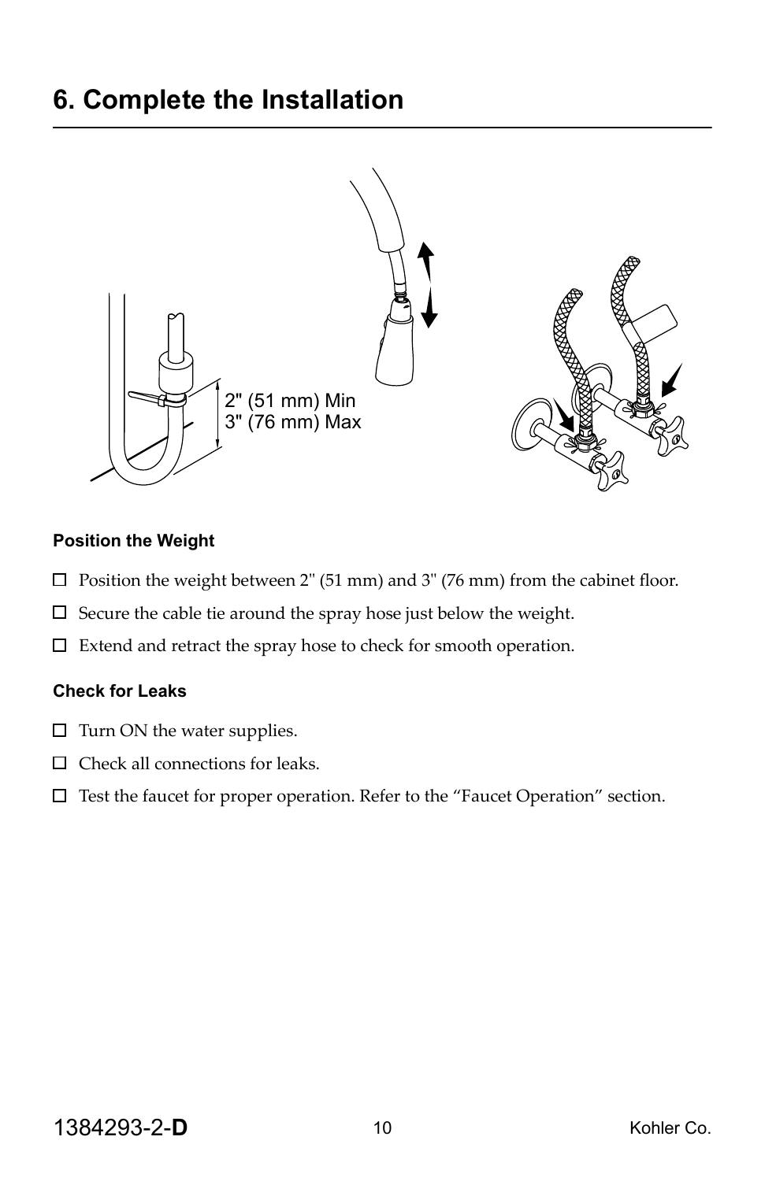# 6. Complete the Installation

2" (51 mm) Min
3" (76 mm) Max

### Position the Weight

- ☐ Position the weight between 2" (51 mm) and 3" (76 mm) from the cabinet floor.
- ☐ Secure the cable tie around the spray hose just below the weight.
- ☐ Extend and retract the spray hose to check for smooth operation.

### Check for Leaks

- ☐ Turn ON the water supplies.
- ☐ Check all connections for leaks.
- ☐ Test the faucet for proper operation. Refer to the "Faucet Operation" section.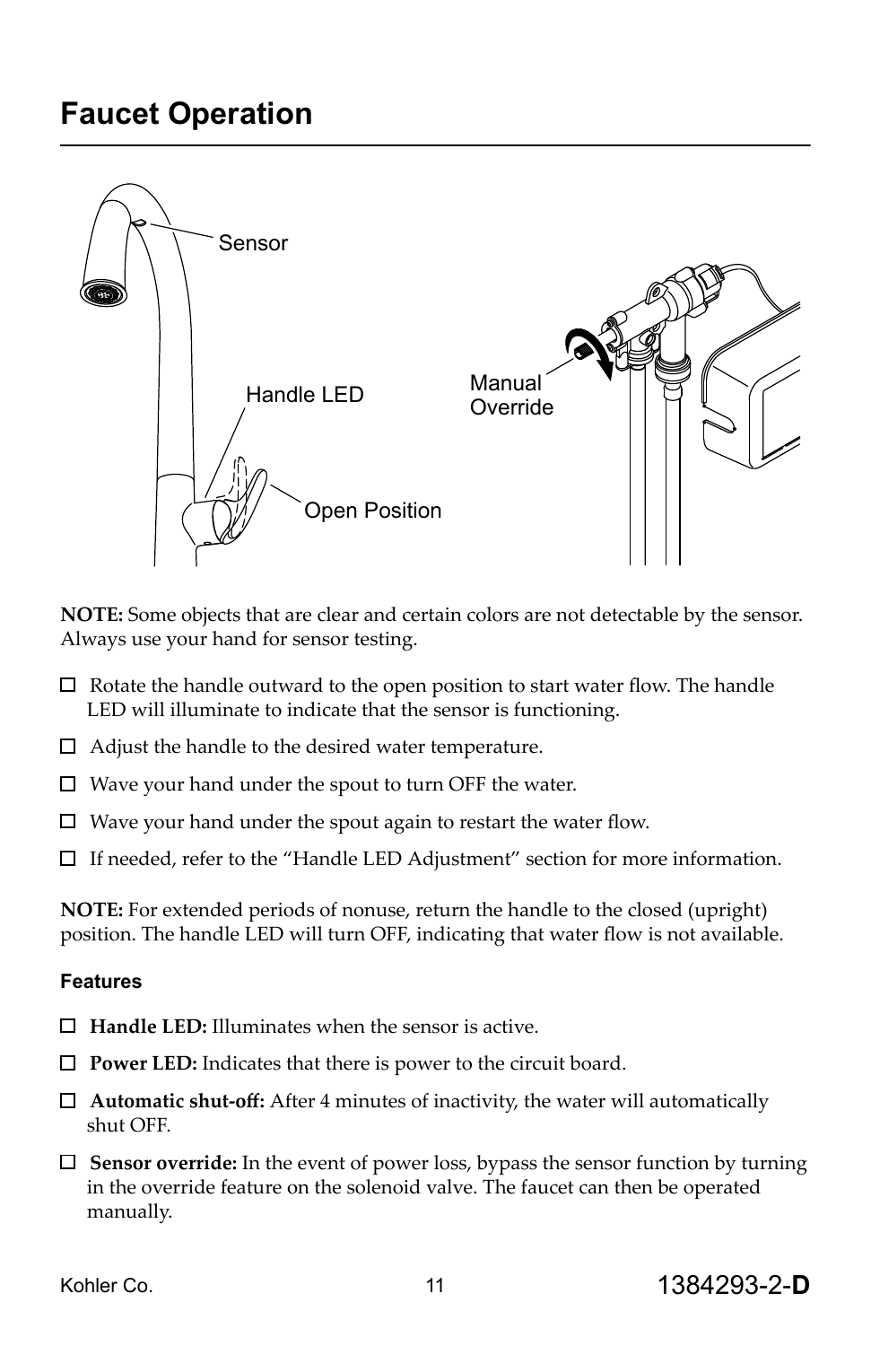# Faucet Operation

Sensor

Handle LED

Open Position

Manual Override

**NOTE:** Some objects that are clear and certain colors are not detectable by the sensor. Always use your hand for sensor testing.

- ☐ Rotate the handle outward to the open position to start water flow. The handle LED will illuminate to indicate that the sensor is functioning.
- ☐ Adjust the handle to the desired water temperature.
- ☐ Wave your hand under the spout to turn OFF the water.
- ☐ Wave your hand under the spout again to restart the water flow.
- ☐ If needed, refer to the "Handle LED Adjustment" section for more information.

**NOTE:** For extended periods of nonuse, return the handle to the closed (upright) position. The handle LED will turn OFF, indicating that water flow is not available.

### Features

- ☐ **Handle LED:** Illuminates when the sensor is active.
- ☐ **Power LED:** Indicates that there is power to the circuit board.
- ☐ **Automatic shut-off:** After 4 minutes of inactivity, the water will automatically shut OFF.
- ☐ **Sensor override:** In the event of power loss, bypass the sensor function by turning in the override feature on the solenoid valve. The faucet can then be operated manually.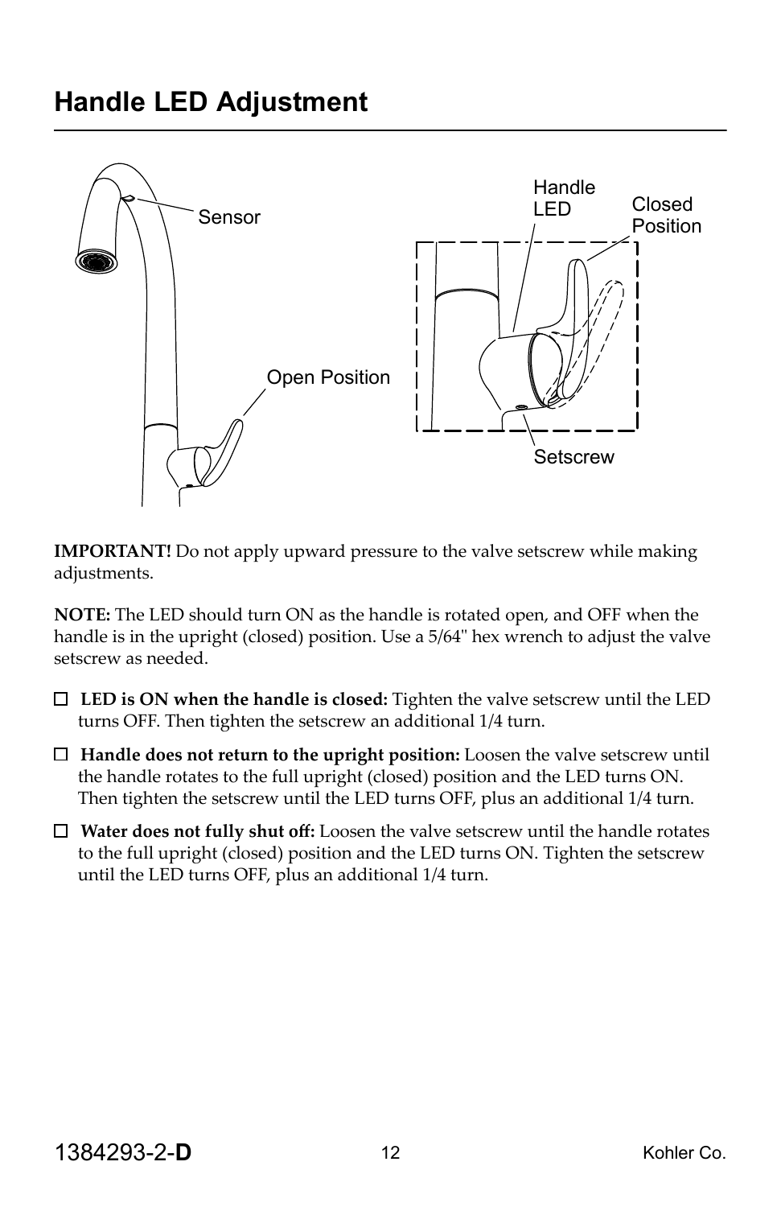# Handle LED Adjustment

**IMPORTANT!** Do not apply upward pressure to the valve setscrew while making adjustments.

**NOTE:** The LED should turn ON as the handle is rotated open, and OFF when the handle is in the upright (closed) position. Use a 5/64" hex wrench to adjust the valve setscrew as needed.

- ☐ **LED is ON when the handle is closed:** Tighten the valve setscrew until the LED turns OFF. Then tighten the setscrew an additional 1/4 turn.
- ☐ **Handle does not return to the upright position:** Loosen the valve setscrew until the handle rotates to the full upright (closed) position and the LED turns ON. Then tighten the setscrew until the LED turns OFF, plus an additional 1/4 turn.
- ☐ **Water does not fully shut off:** Loosen the valve setscrew until the handle rotates to the full upright (closed) position and the LED turns ON. Tighten the setscrew until the LED turns OFF, plus an additional 1/4 turn.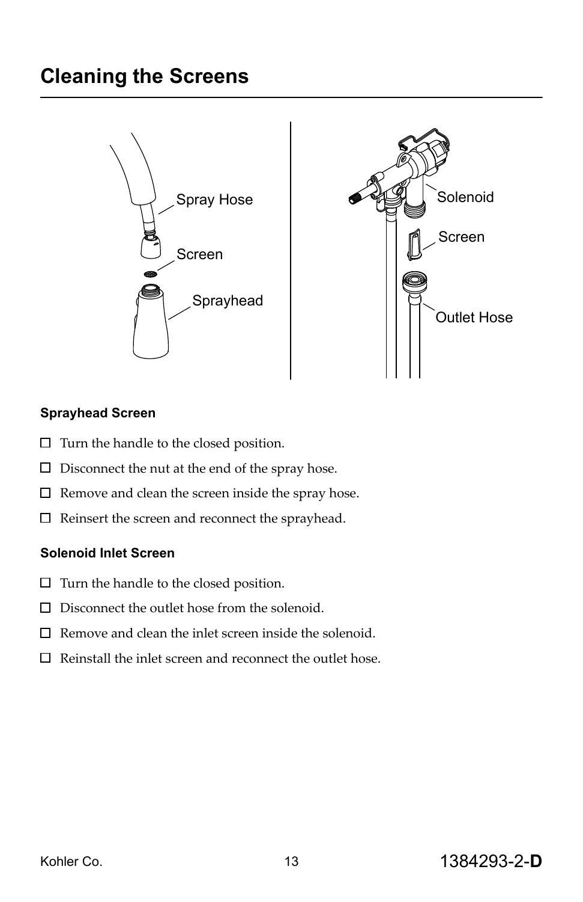# Cleaning the Screens

Spray Hose

Screen

Sprayhead

Solenoid

Screen

Outlet Hose

### Sprayhead Screen

- ☐ Turn the handle to the closed position.
- ☐ Disconnect the nut at the end of the spray hose.
- ☐ Remove and clean the screen inside the spray hose.
- ☐ Reinsert the screen and reconnect the sprayhead.

### Solenoid Inlet Screen

- ☐ Turn the handle to the closed position.
- ☐ Disconnect the outlet hose from the solenoid.
- ☐ Remove and clean the inlet screen inside the solenoid.
- ☐ Reinstall the inlet screen and reconnect the outlet hose.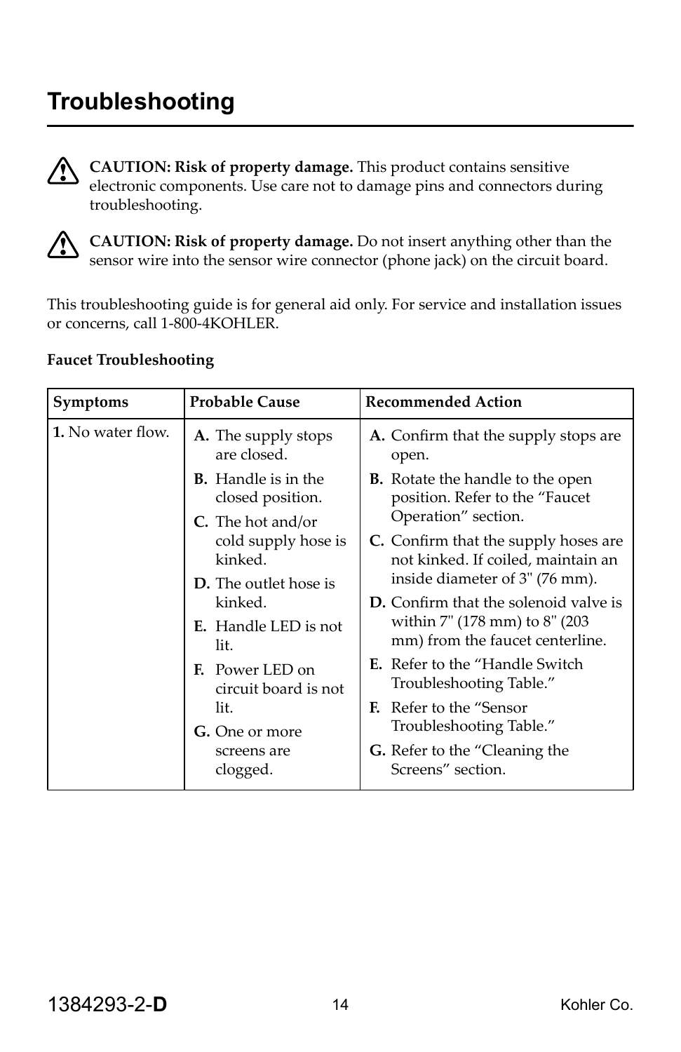# Troubleshooting

**CAUTION: Risk of property damage.** This product contains sensitive electronic components. Use care not to damage pins and connectors during troubleshooting.

**CAUTION: Risk of property damage.** Do not insert anything other than the sensor wire into the sensor wire connector (phone jack) on the circuit board.

This troubleshooting guide is for general aid only. For service and installation issues or concerns, call 1-800-4KOHLER.

**Faucet Troubleshooting**

| Symptoms | Probable Cause | Recommended Action |
|---|---|---|
| **1.** No water flow. | **A.** The supply stops are closed.<br>**B.** Handle is in the closed position.<br>**C.** The hot and/or cold supply hose is kinked.<br>**D.** The outlet hose is kinked.<br>**E.** Handle LED is not lit.<br>**F.** Power LED on circuit board is not lit.<br>**G.** One or more screens are clogged. | **A.** Confirm that the supply stops are open.<br>**B.** Rotate the handle to the open position. Refer to the "Faucet Operation" section.<br>**C.** Confirm that the supply hoses are not kinked. If coiled, maintain an inside diameter of 3" (76 mm).<br>**D.** Confirm that the solenoid valve is within 7" (178 mm) to 8" (203 mm) from the faucet centerline.<br>**E.** Refer to the "Handle Switch Troubleshooting Table."<br>**F.** Refer to the "Sensor Troubleshooting Table."<br>**G.** Refer to the "Cleaning the Screens" section. |

1384293-2-**D**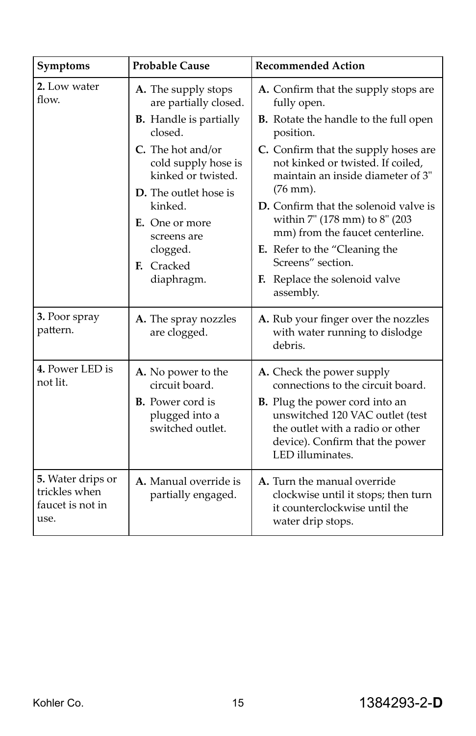| Symptoms | Probable Cause | Recommended Action |
|---|---|---|
| **2.** Low water flow. | **A.** The supply stops are partially closed.<br>**B.** Handle is partially closed.<br>**C.** The hot and/or cold supply hose is kinked or twisted.<br>**D.** The outlet hose is kinked.<br>**E.** One or more screens are clogged.<br>**F.** Cracked diaphragm. | **A.** Confirm that the supply stops are fully open.<br>**B.** Rotate the handle to the full open position.<br>**C.** Confirm that the supply hoses are not kinked or twisted. If coiled, maintain an inside diameter of 3" (76 mm).<br>**D.** Confirm that the solenoid valve is within 7" (178 mm) to 8" (203 mm) from the faucet centerline.<br>**E.** Refer to the "Cleaning the Screens" section.<br>**F.** Replace the solenoid valve assembly. |
| **3.** Poor spray pattern. | **A.** The spray nozzles are clogged. | **A.** Rub your finger over the nozzles with water running to dislodge debris. |
| **4.** Power LED is not lit. | **A.** No power to the circuit board.<br>**B.** Power cord is plugged into a switched outlet. | **A.** Check the power supply connections to the circuit board.<br>**B.** Plug the power cord into an unswitched 120 VAC outlet (test the outlet with a radio or other device). Confirm that the power LED illuminates. |
| **5.** Water drips or trickles when faucet is not in use. | **A.** Manual override is partially engaged. | **A.** Turn the manual override clockwise until it stops; then turn it counterclockwise until the water drip stops. |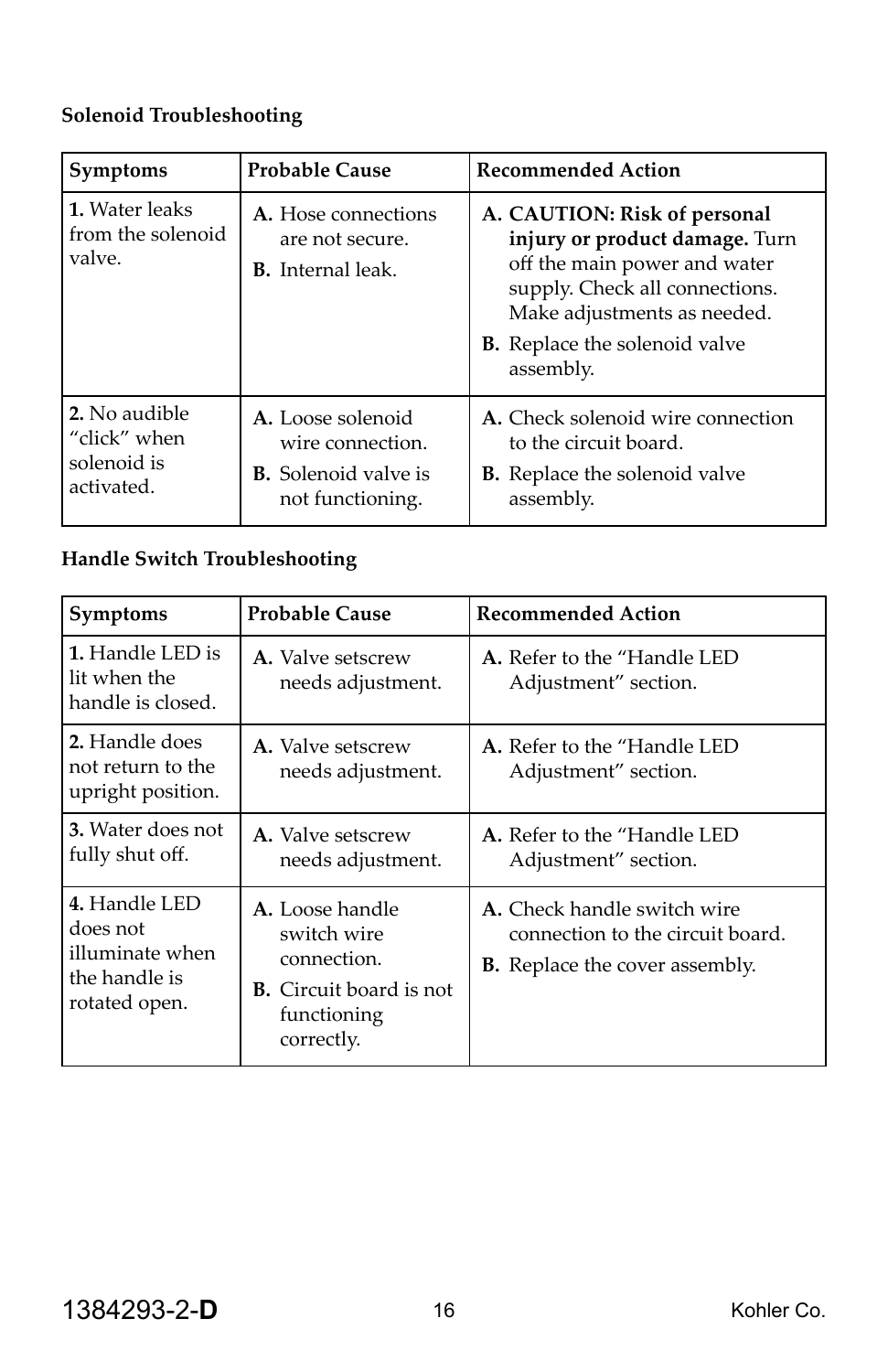### Solenoid Troubleshooting

| Symptoms | Probable Cause | Recommended Action |
| --- | --- | --- |
| **1.** Water leaks from the solenoid valve. | **A.** Hose connections are not secure.<br>**B.** Internal leak. | **A.** **CAUTION: Risk of personal injury or product damage.** Turn off the main power and water supply. Check all connections. Make adjustments as needed.<br>**B.** Replace the solenoid valve assembly. |
| **2.** No audible "click" when solenoid is activated. | **A.** Loose solenoid wire connection.<br>**B.** Solenoid valve is not functioning. | **A.** Check solenoid wire connection to the circuit board.<br>**B.** Replace the solenoid valve assembly. |

### Handle Switch Troubleshooting

| Symptoms | Probable Cause | Recommended Action |
| --- | --- | --- |
| **1.** Handle LED is lit when the handle is closed. | **A.** Valve setscrew needs adjustment. | **A.** Refer to the "Handle LED Adjustment" section. |
| **2.** Handle does not return to the upright position. | **A.** Valve setscrew needs adjustment. | **A.** Refer to the "Handle LED Adjustment" section. |
| **3.** Water does not fully shut off. | **A.** Valve setscrew needs adjustment. | **A.** Refer to the "Handle LED Adjustment" section. |
| **4.** Handle LED does not illuminate when the handle is rotated open. | **A.** Loose handle switch wire connection.<br>**B.** Circuit board is not functioning correctly. | **A.** Check handle switch wire connection to the circuit board.<br>**B.** Replace the cover assembly. |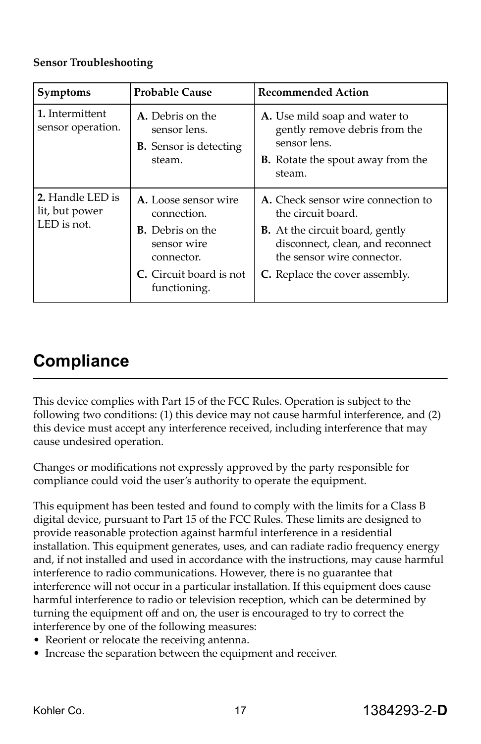**Sensor Troubleshooting**

| Symptoms | Probable Cause | Recommended Action |
| --- | --- | --- |
| **1.** Intermittent sensor operation. | **A.** Debris on the sensor lens.<br>**B.** Sensor is detecting steam. | **A.** Use mild soap and water to gently remove debris from the sensor lens.<br>**B.** Rotate the spout away from the steam. |
| **2.** Handle LED is lit, but power LED is not. | **A.** Loose sensor wire connection.<br>**B.** Debris on the sensor wire connector.<br>**C.** Circuit board is not functioning. | **A.** Check sensor wire connection to the circuit board.<br>**B.** At the circuit board, gently disconnect, clean, and reconnect the sensor wire connector.<br>**C.** Replace the cover assembly. |

# Compliance

This device complies with Part 15 of the FCC Rules. Operation is subject to the following two conditions: (1) this device may not cause harmful interference, and (2) this device must accept any interference received, including interference that may cause undesired operation.

Changes or modifications not expressly approved by the party responsible for compliance could void the user's authority to operate the equipment.

This equipment has been tested and found to comply with the limits for a Class B digital device, pursuant to Part 15 of the FCC Rules. These limits are designed to provide reasonable protection against harmful interference in a residential installation. This equipment generates, uses, and can radiate radio frequency energy and, if not installed and used in accordance with the instructions, may cause harmful interference to radio communications. However, there is no guarantee that interference will not occur in a particular installation. If this equipment does cause harmful interference to radio or television reception, which can be determined by turning the equipment off and on, the user is encouraged to try to correct the interference by one of the following measures:

- Reorient or relocate the receiving antenna.
- Increase the separation between the equipment and receiver.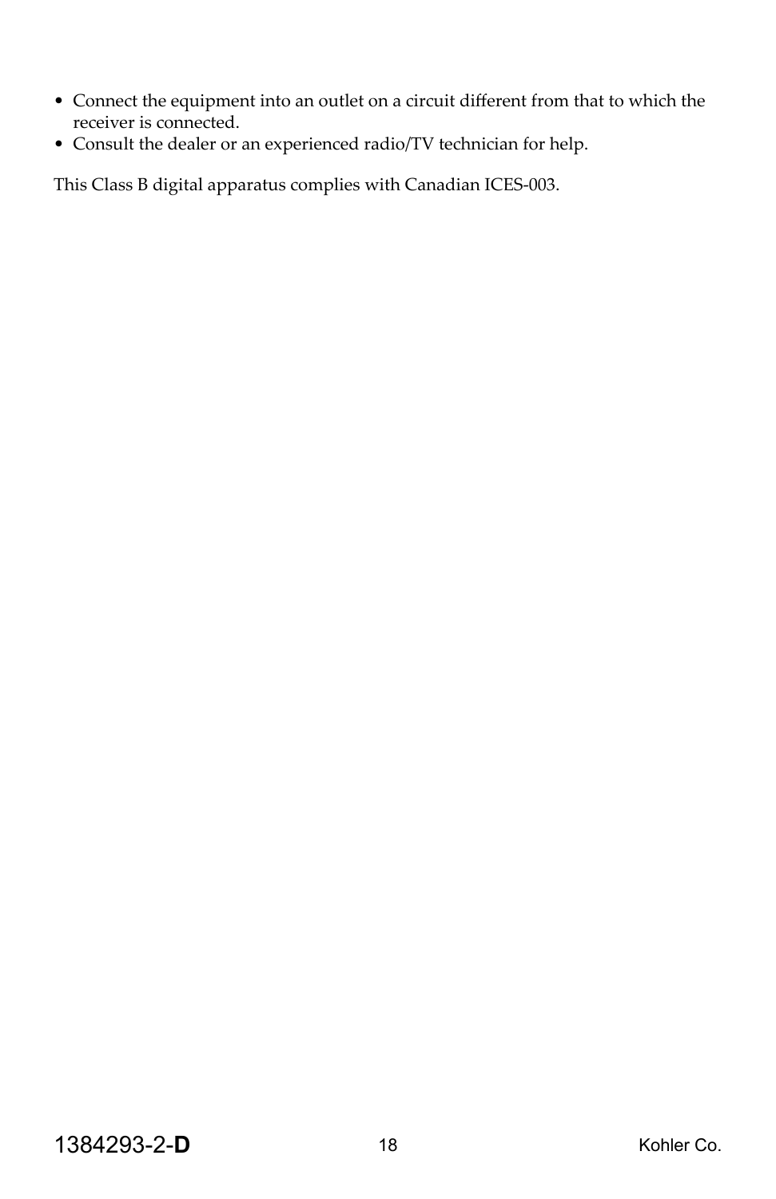- Connect the equipment into an outlet on a circuit different from that to which the receiver is connected.
- Consult the dealer or an experienced radio/TV technician for help.

This Class B digital apparatus complies with Canadian ICES-003.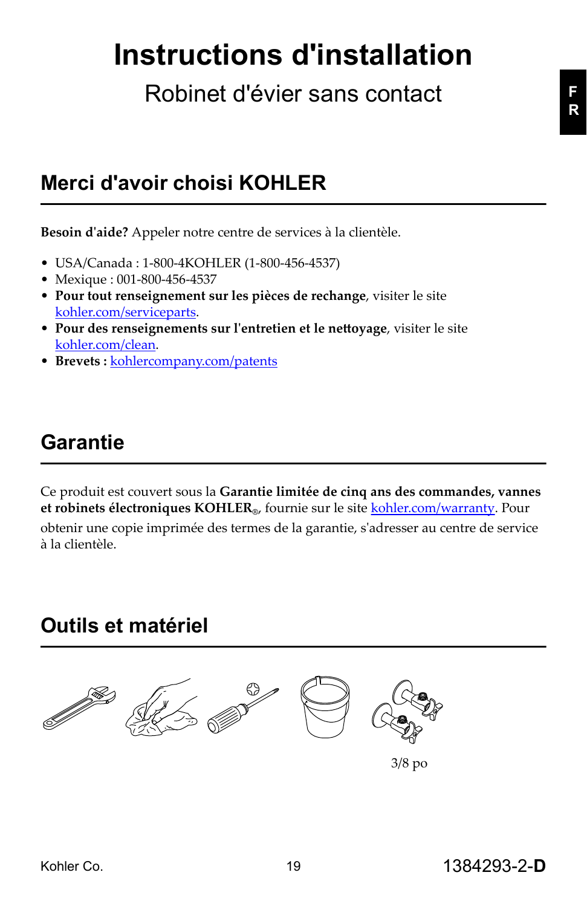# Instructions d'installation

## Robinet d'évier sans contact

## Merci d'avoir choisi KOHLER

**Besoin d'aide?** Appeler notre centre de services à la clientèle.

- USA/Canada : 1-800-4KOHLER (1-800-456-4537)
- Mexique : 001-800-456-4537
- **Pour tout renseignement sur les pièces de rechange**, visiter le site kohler.com/serviceparts.
- **Pour des renseignements sur l'entretien et le nettoyage**, visiter le site kohler.com/clean.
- **Brevets :** kohlercompany.com/patents

## Garantie

Ce produit est couvert sous la **Garantie limitée de cinq ans des commandes, vannes et robinets électroniques KOHLER®**, fournie sur le site kohler.com/warranty. Pour obtenir une copie imprimée des termes de la garantie, s'adresser au centre de service à la clientèle.

## Outils et matériel

3/8 po

Kohler Co.

1384293-2-**D**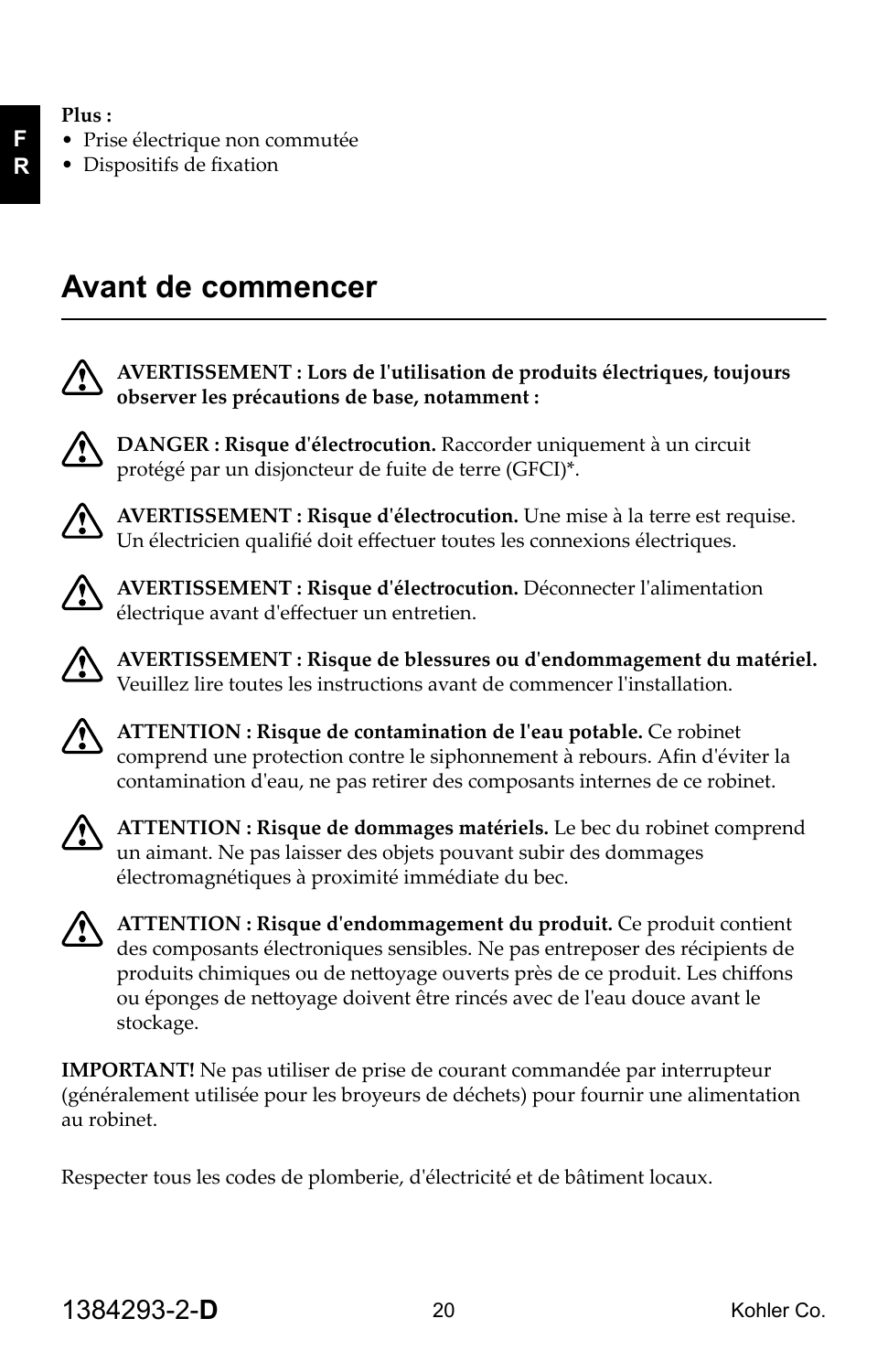**Plus :**

- Prise électrique non commutée
- Dispositifs de fixation

## Avant de commencer

**AVERTISSEMENT : Lors de l'utilisation de produits électriques, toujours observer les précautions de base, notamment :**

**DANGER : Risque d'électrocution.** Raccorder uniquement à un circuit protégé par un disjoncteur de fuite de terre (GFCI)*.

**AVERTISSEMENT : Risque d'électrocution.** Une mise à la terre est requise. Un électricien qualifié doit effectuer toutes les connexions électriques.

**AVERTISSEMENT : Risque d'électrocution.** Déconnecter l'alimentation électrique avant d'effectuer un entretien.

**AVERTISSEMENT : Risque de blessures ou d'endommagement du matériel.** Veuillez lire toutes les instructions avant de commencer l'installation.

**ATTENTION : Risque de contamination de l'eau potable.** Ce robinet comprend une protection contre le siphonnement à rebours. Afin d'éviter la contamination d'eau, ne pas retirer des composants internes de ce robinet.

**ATTENTION : Risque de dommages matériels.** Le bec du robinet comprend un aimant. Ne pas laisser des objets pouvant subir des dommages électromagnétiques à proximité immédiate du bec.

**ATTENTION : Risque d'endommagement du produit.** Ce produit contient des composants électroniques sensibles. Ne pas entreposer des récipients de produits chimiques ou de nettoyage ouverts près de ce produit. Les chiffons ou éponges de nettoyage doivent être rincés avec de l'eau douce avant le stockage.

**IMPORTANT!** Ne pas utiliser de prise de courant commandée par interrupteur (généralement utilisée pour les broyeurs de déchets) pour fournir une alimentation au robinet.

Respecter tous les codes de plomberie, d'électricité et de bâtiment locaux.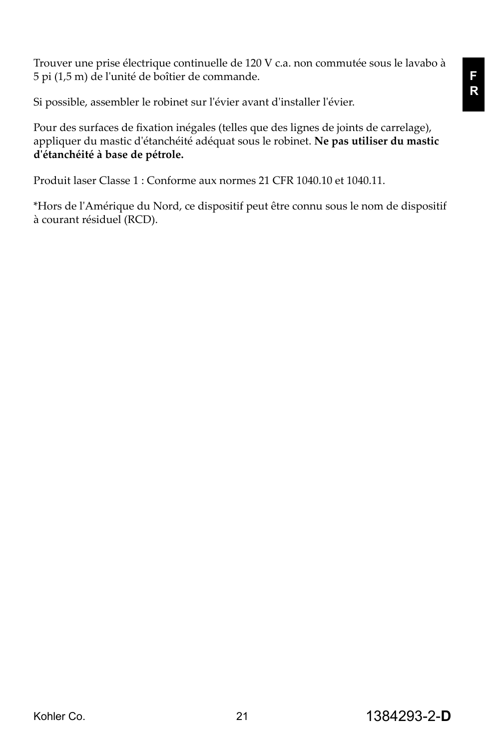Trouver une prise électrique continuelle de 120 V c.a. non commutée sous le lavabo à 5 pi (1,5 m) de l'unité de boîtier de commande.

Si possible, assembler le robinet sur l'évier avant d'installer l'évier.

Pour des surfaces de fixation inégales (telles que des lignes de joints de carrelage), appliquer du mastic d'étanchéité adéquat sous le robinet. **Ne pas utiliser du mastic d'étanchéité à base de pétrole.**

Produit laser Classe 1 : Conforme aux normes 21 CFR 1040.10 et 1040.11.

*Hors de l'Amérique du Nord, ce dispositif peut être connu sous le nom de dispositif à courant résiduel (RCD).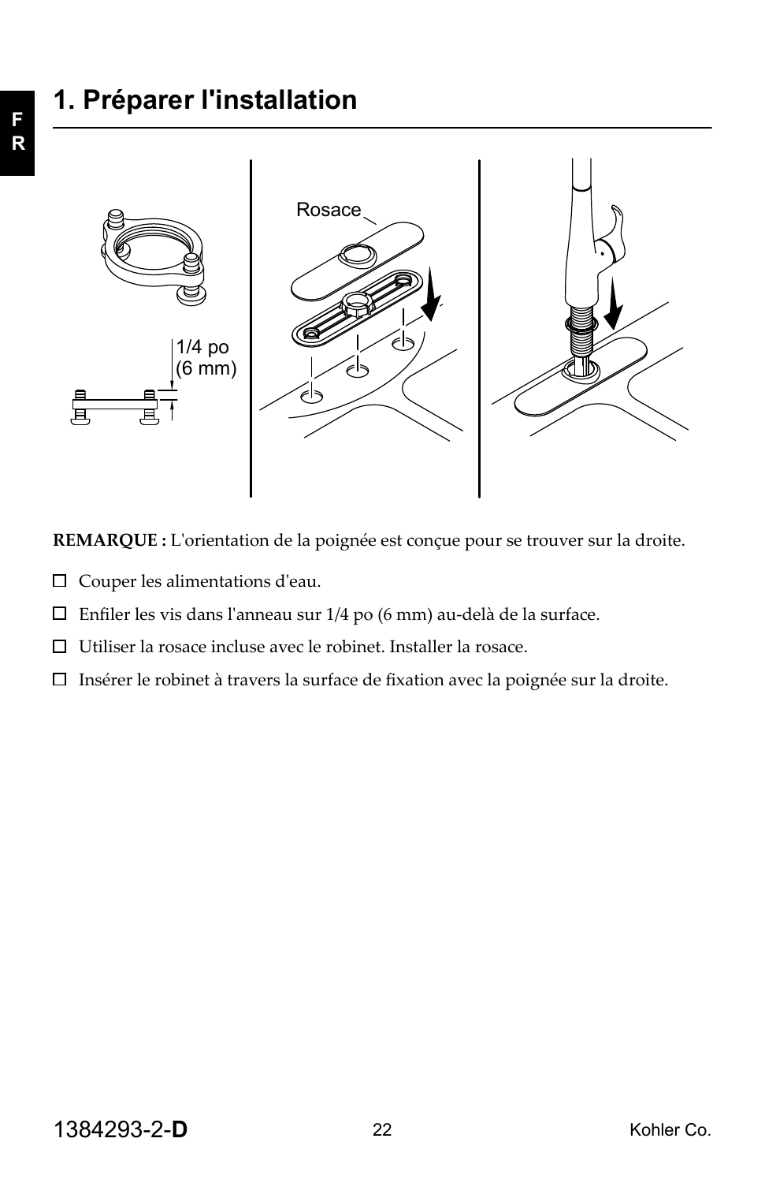# 1. Préparer l'installation

Rosace

1/4 po (6 mm)

**REMARQUE :** L'orientation de la poignée est conçue pour se trouver sur la droite.

- ☐ Couper les alimentations d'eau.
- ☐ Enfiler les vis dans l'anneau sur 1/4 po (6 mm) au-delà de la surface.
- ☐ Utiliser la rosace incluse avec le robinet. Installer la rosace.
- ☐ Insérer le robinet à travers la surface de fixation avec la poignée sur la droite.

1384293-2-**D**

Kohler Co.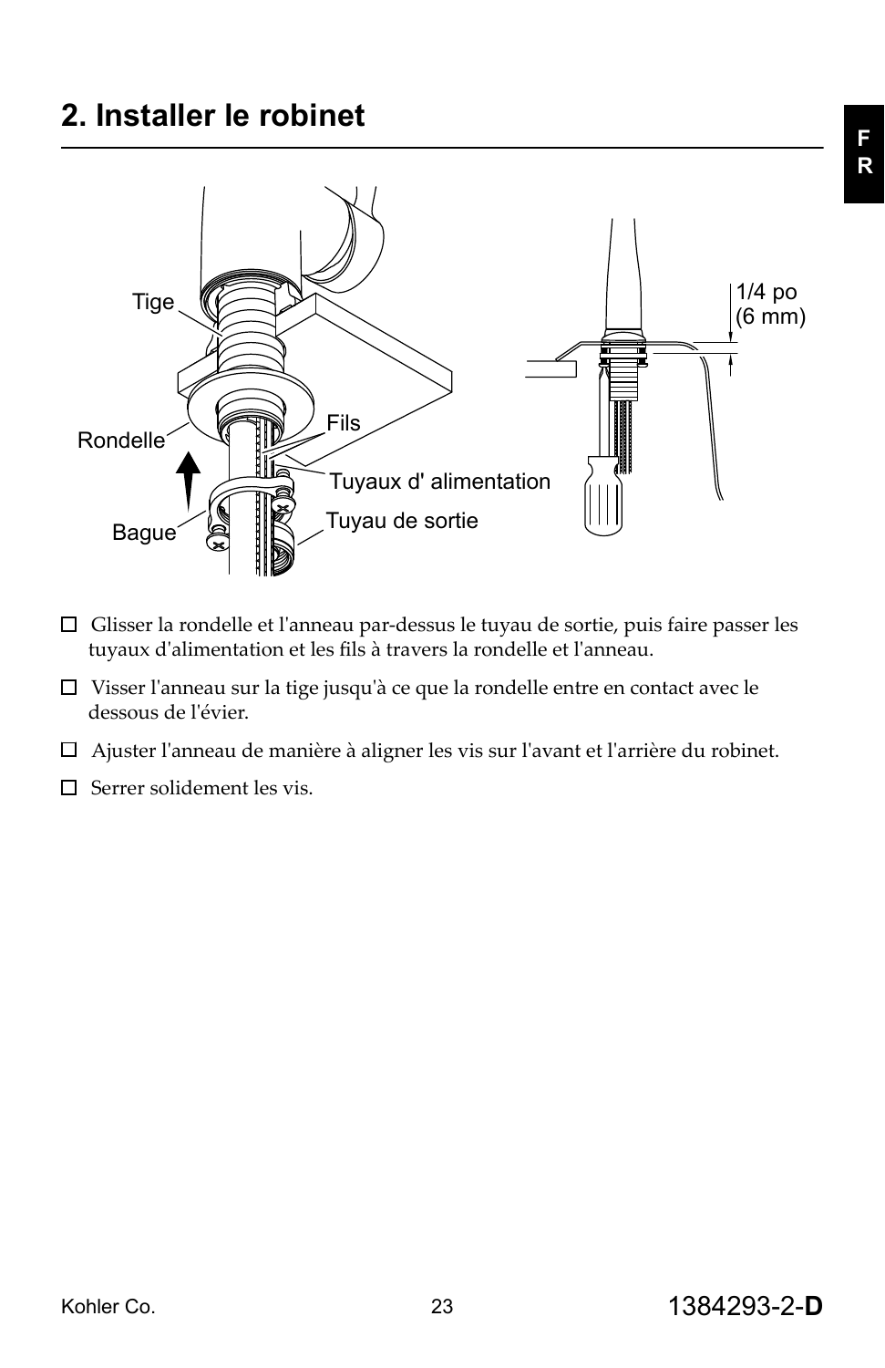## 2. Installer le robinet

- ☐ Glisser la rondelle et l'anneau par-dessus le tuyau de sortie, puis faire passer les tuyaux d'alimentation et les fils à travers la rondelle et l'anneau.
- ☐ Visser l'anneau sur la tige jusqu'à ce que la rondelle entre en contact avec le dessous de l'évier.
- ☐ Ajuster l'anneau de manière à aligner les vis sur l'avant et l'arrière du robinet.
- ☐ Serrer solidement les vis.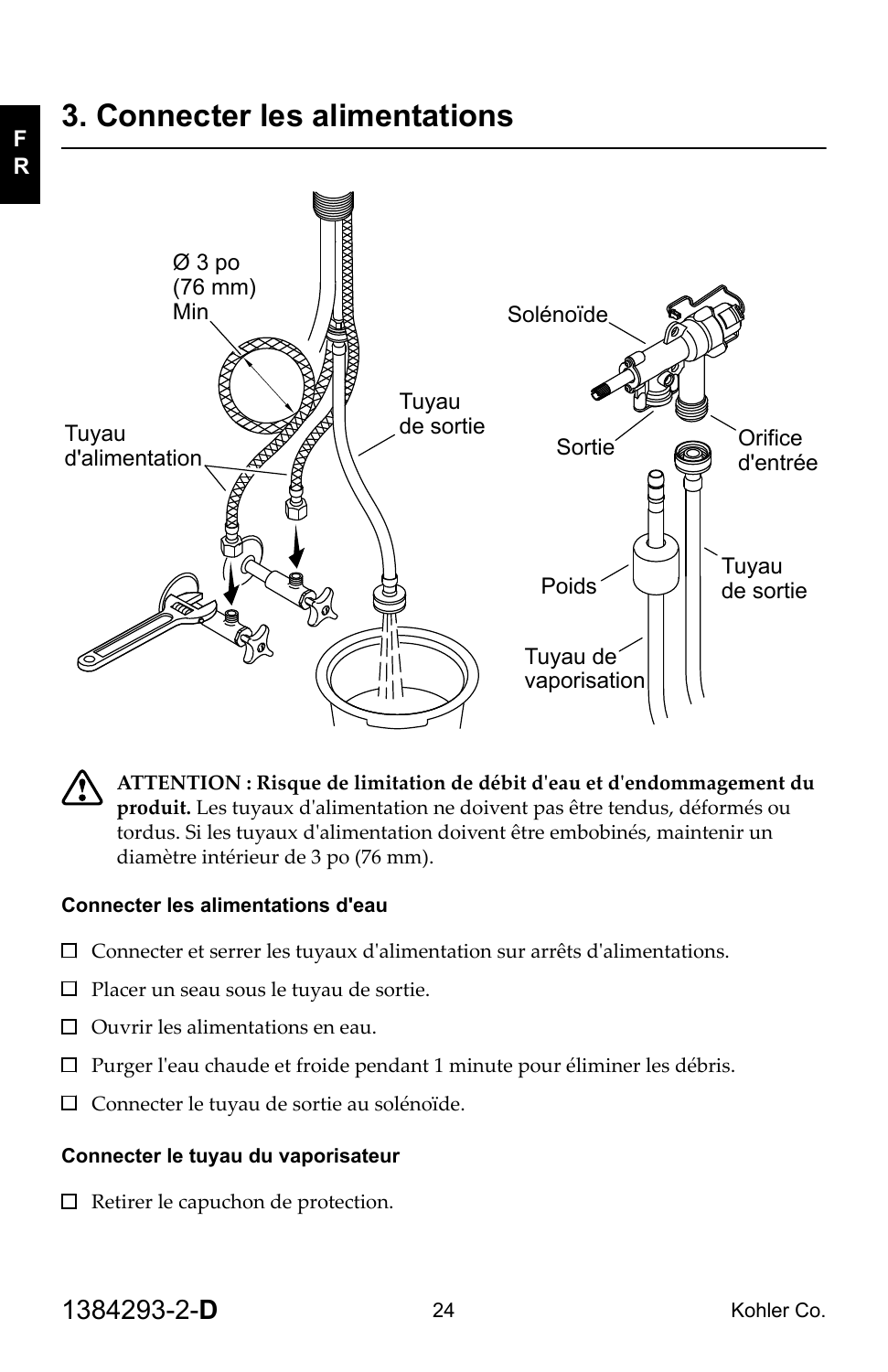# 3. Connecter les alimentations

Ø 3 po (76 mm) Min

Tuyau d'alimentation

Tuyau de sortie

Solénoïde

Sortie

Orifice d'entrée

Poids

Tuyau de sortie

Tuyau de vaporisation

**ATTENTION : Risque de limitation de débit d'eau et d'endommagement du produit.** Les tuyaux d'alimentation ne doivent pas être tendus, déformés ou tordus. Si les tuyaux d'alimentation doivent être embobinés, maintenir un diamètre intérieur de 3 po (76 mm).

### Connecter les alimentations d'eau

- ☐ Connecter et serrer les tuyaux d'alimentation sur arrêts d'alimentations.
- ☐ Placer un seau sous le tuyau de sortie.
- ☐ Ouvrir les alimentations en eau.
- ☐ Purger l'eau chaude et froide pendant 1 minute pour éliminer les débris.
- ☐ Connecter le tuyau de sortie au solénoïde.

### Connecter le tuyau du vaporisateur

- ☐ Retirer le capuchon de protection.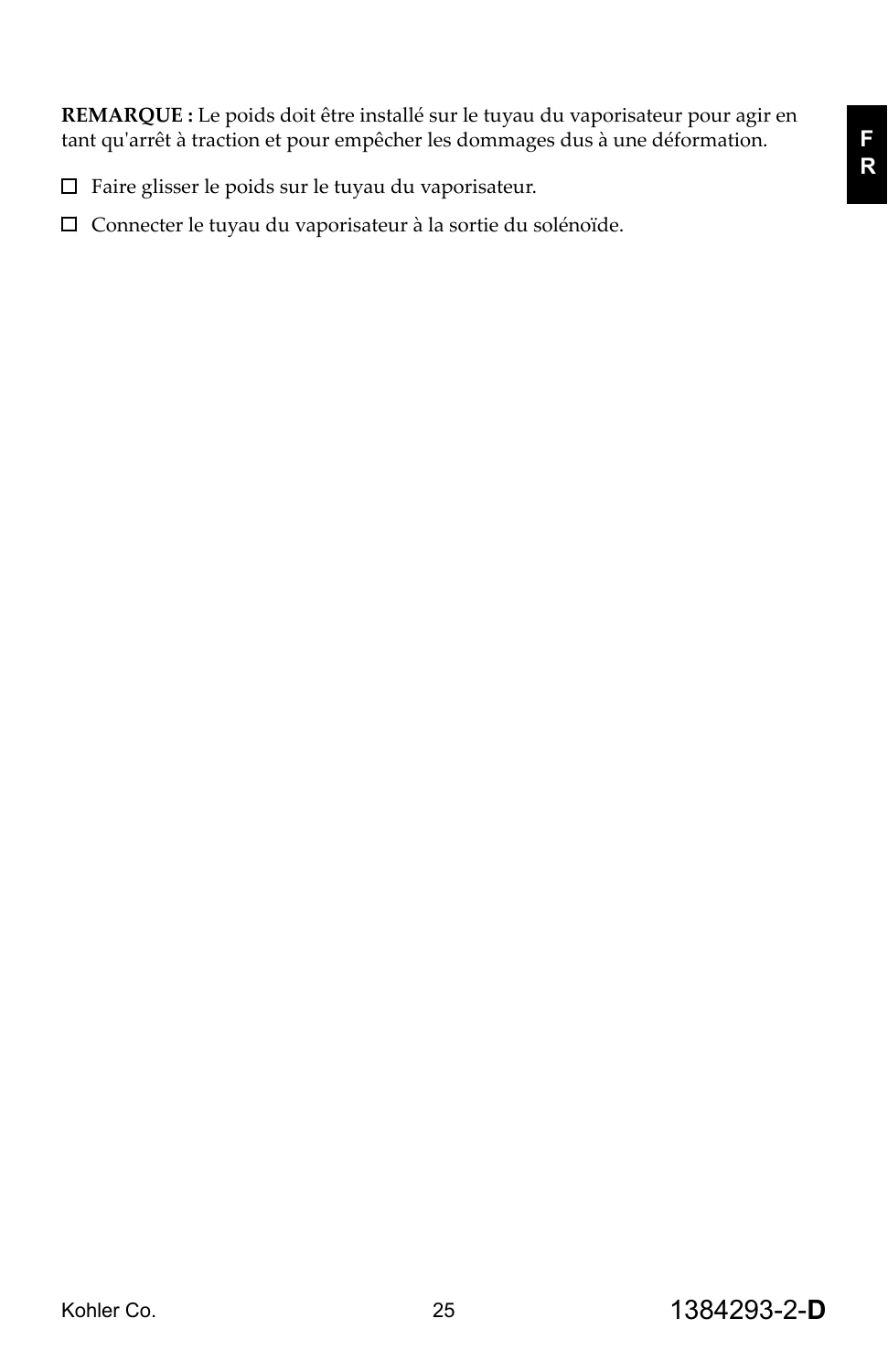**REMARQUE :** Le poids doit être installé sur le tuyau du vaporisateur pour agir en tant qu'arrêt à traction et pour empêcher les dommages dus à une déformation.

- ☐ Faire glisser le poids sur le tuyau du vaporisateur.
- ☐ Connecter le tuyau du vaporisateur à la sortie du solénoïde.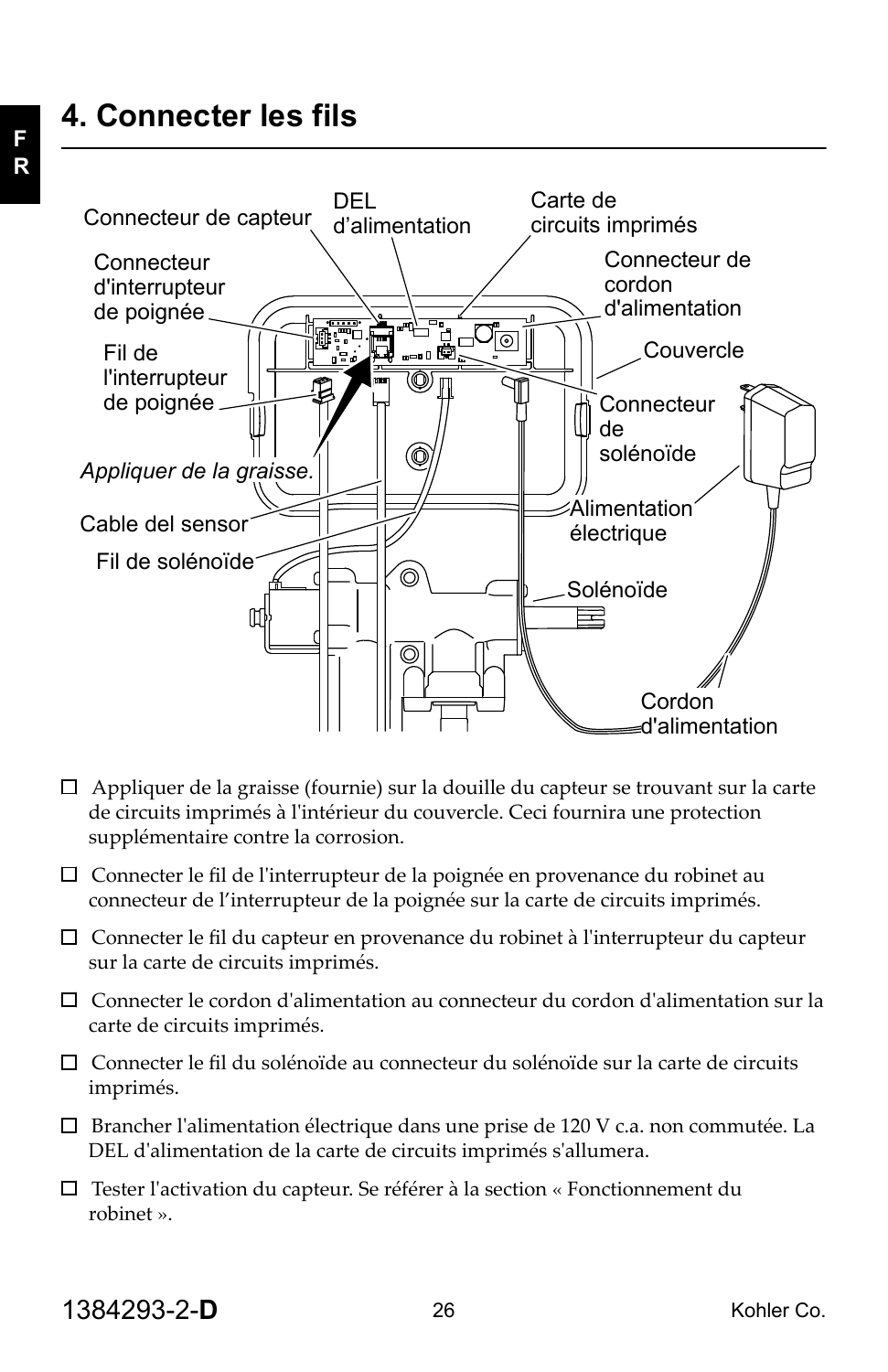# 4. Connecter les fils

Connecteur de capteur

DEL d'alimentation

Carte de circuits imprimés

Connecteur d'interrupteur de poignée

Connecteur de cordon d'alimentation

Fil de l'interrupteur de poignée

Couvercle

Connecteur de solénoïde

*Appliquer de la graisse.*

Alimentation électrique

Cable del sensor

Fil de solénoïde

Solénoïde

Cordon d'alimentation

- ☐ Appliquer de la graisse (fournie) sur la douille du capteur se trouvant sur la carte de circuits imprimés à l'intérieur du couvercle. Ceci fournira une protection supplémentaire contre la corrosion.
- ☐ Connecter le fil de l'interrupteur de la poignée en provenance du robinet au connecteur de l'interrupteur de la poignée sur la carte de circuits imprimés.
- ☐ Connecter le fil du capteur en provenance du robinet à l'interrupteur du capteur sur la carte de circuits imprimés.
- ☐ Connecter le cordon d'alimentation au connecteur du cordon d'alimentation sur la carte de circuits imprimés.
- ☐ Connecter le fil du solénoïde au connecteur du solénoïde sur la carte de circuits imprimés.
- ☐ Brancher l'alimentation électrique dans une prise de 120 V c.a. non commutée. La DEL d'alimentation de la carte de circuits imprimés s'allumera.
- ☐ Tester l'activation du capteur. Se référer à la section « Fonctionnement du robinet ».

1384293-2-**D**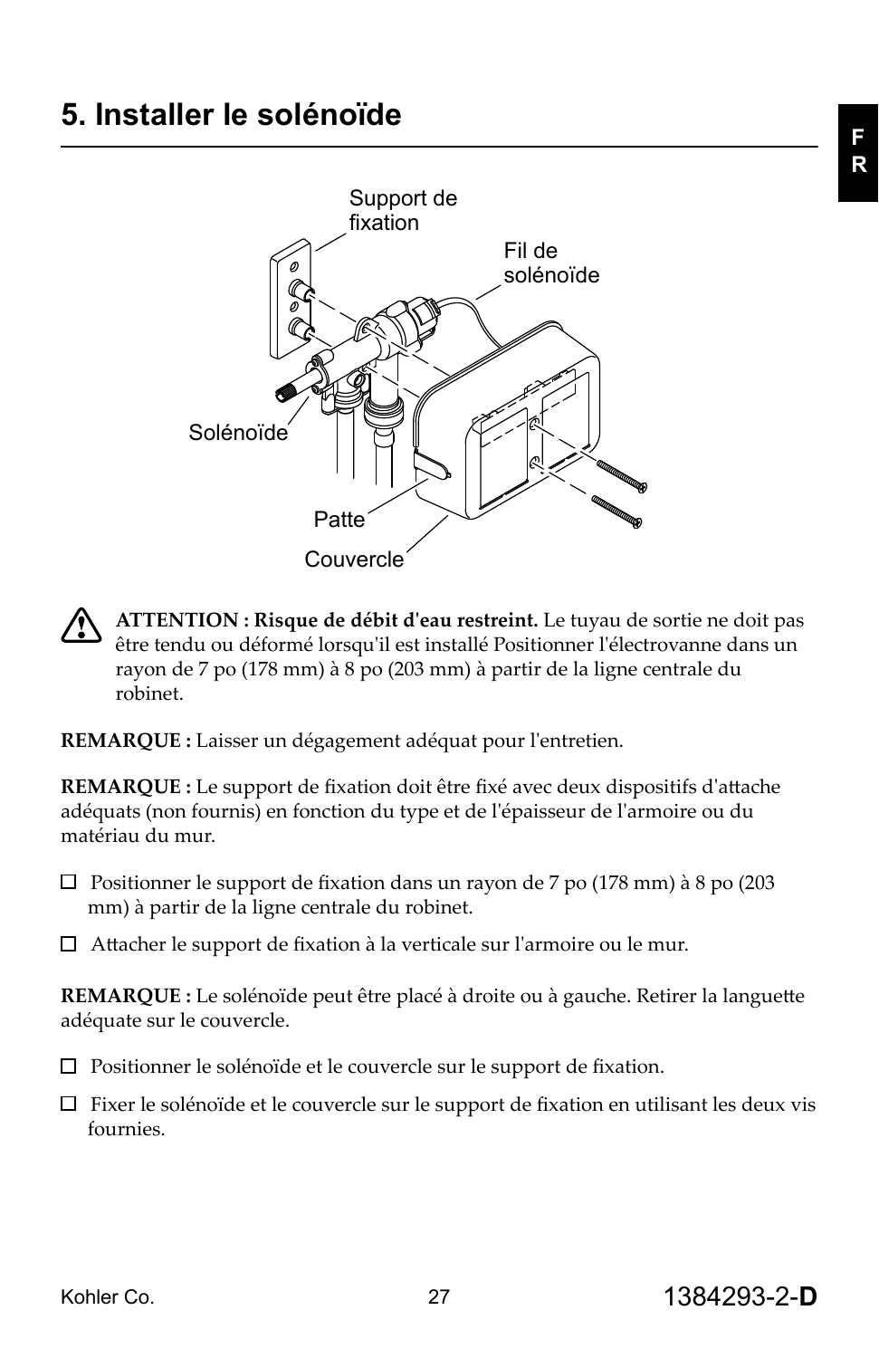# 5. Installer le solénoïde

Support de fixation

Fil de solénoïde

Solénoïde

Patte

Couvercle

**ATTENTION : Risque de débit d'eau restreint.** Le tuyau de sortie ne doit pas être tendu ou déformé lorsqu'il est installé Positionner l'électrovanne dans un rayon de 7 po (178 mm) à 8 po (203 mm) à partir de la ligne centrale du robinet.

**REMARQUE :** Laisser un dégagement adéquat pour l'entretien.

**REMARQUE :** Le support de fixation doit être fixé avec deux dispositifs d'attache adéquats (non fournis) en fonction du type et de l'épaisseur de l'armoire ou du matériau du mur.

- ☐ Positionner le support de fixation dans un rayon de 7 po (178 mm) à 8 po (203 mm) à partir de la ligne centrale du robinet.
- ☐ Attacher le support de fixation à la verticale sur l'armoire ou le mur.

**REMARQUE :** Le solénoïde peut être placé à droite ou à gauche. Retirer la languette adéquate sur le couvercle.

- ☐ Positionner le solénoïde et le couvercle sur le support de fixation.
- ☐ Fixer le solénoïde et le couvercle sur le support de fixation en utilisant les deux vis fournies.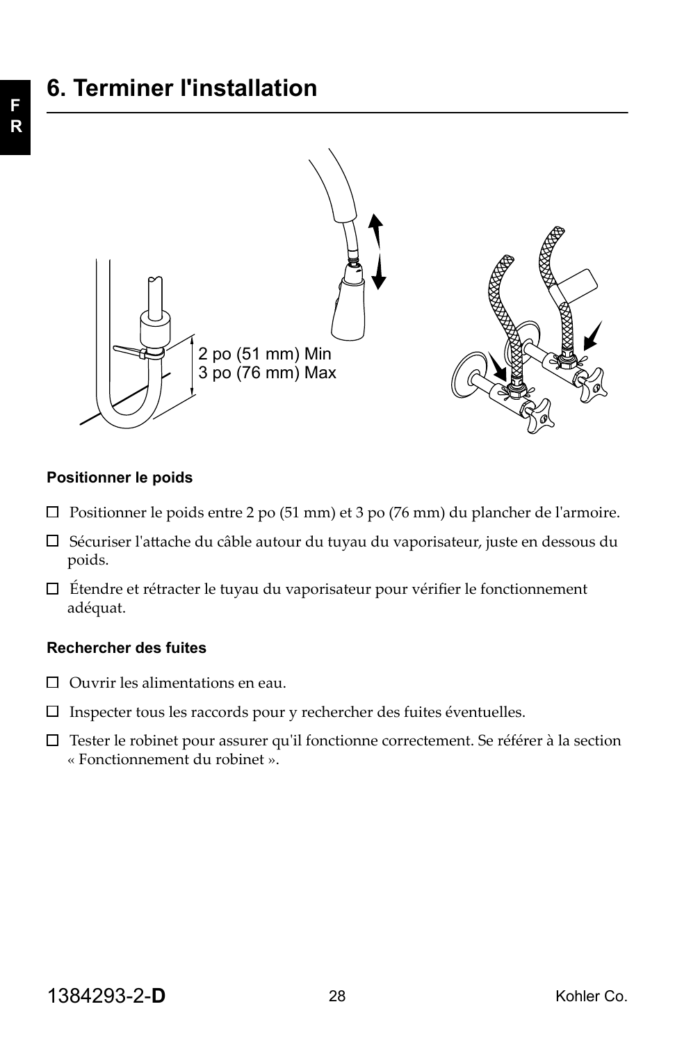# 6. Terminer l'installation

2 po (51 mm) Min
3 po (76 mm) Max

**Positionner le poids**

- ☐ Positionner le poids entre 2 po (51 mm) et 3 po (76 mm) du plancher de l'armoire.
- ☐ Sécuriser l'attache du câble autour du tuyau du vaporisateur, juste en dessous du poids.
- ☐ Étendre et rétracter le tuyau du vaporisateur pour vérifier le fonctionnement adéquat.

**Rechercher des fuites**

- ☐ Ouvrir les alimentations en eau.
- ☐ Inspecter tous les raccords pour y rechercher des fuites éventuelles.
- ☐ Tester le robinet pour assurer qu'il fonctionne correctement. Se référer à la section « Fonctionnement du robinet ».

1384293-2-**D** Kohler Co.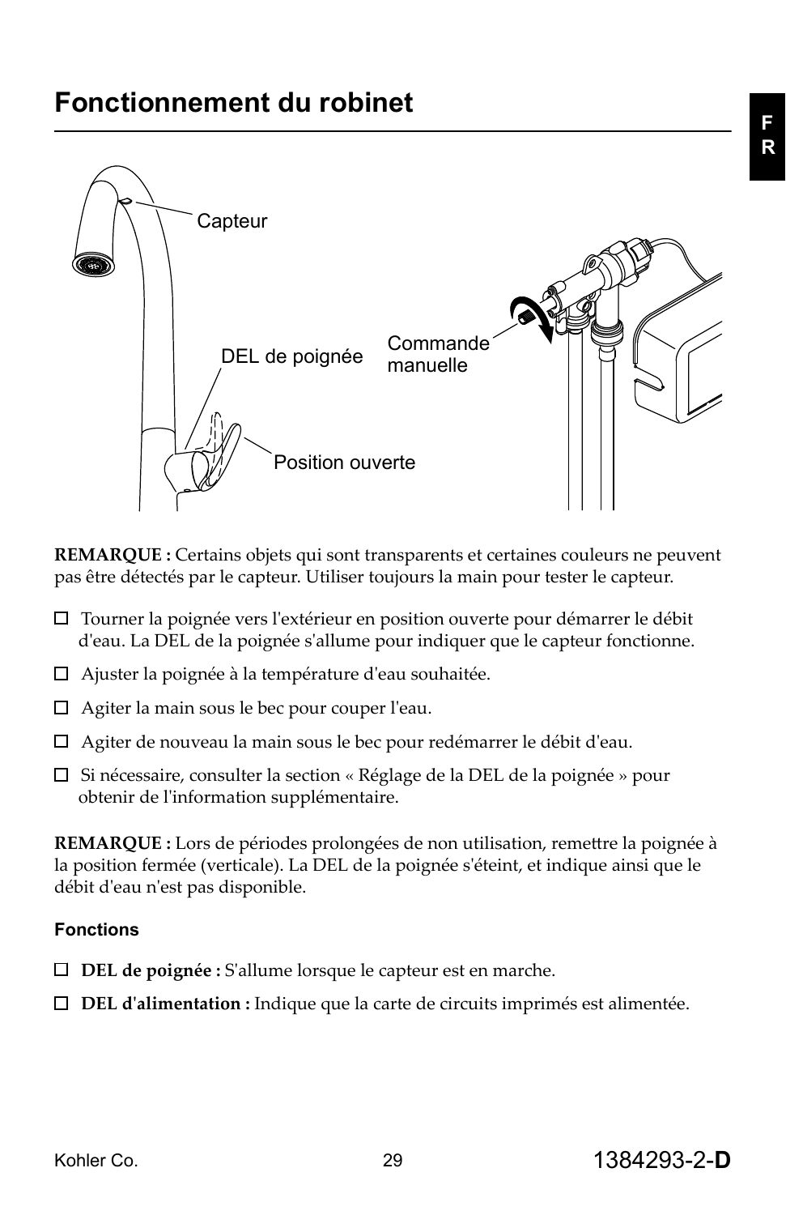# Fonctionnement du robinet

Capteur

DEL de poignée

Commande manuelle

Position ouverte

**REMARQUE :** Certains objets qui sont transparents et certaines couleurs ne peuvent pas être détectés par le capteur. Utiliser toujours la main pour tester le capteur.

- ☐ Tourner la poignée vers l'extérieur en position ouverte pour démarrer le débit d'eau. La DEL de la poignée s'allume pour indiquer que le capteur fonctionne.
- ☐ Ajuster la poignée à la température d'eau souhaitée.
- ☐ Agiter la main sous le bec pour couper l'eau.
- ☐ Agiter de nouveau la main sous le bec pour redémarrer le débit d'eau.
- ☐ Si nécessaire, consulter la section « Réglage de la DEL de la poignée » pour obtenir de l'information supplémentaire.

**REMARQUE :** Lors de périodes prolongées de non utilisation, remettre la poignée à la position fermée (verticale). La DEL de la poignée s'éteint, et indique ainsi que le débit d'eau n'est pas disponible.

### Fonctions

- ☐ **DEL de poignée :** S'allume lorsque le capteur est en marche.
- ☐ **DEL d'alimentation :** Indique que la carte de circuits imprimés est alimentée.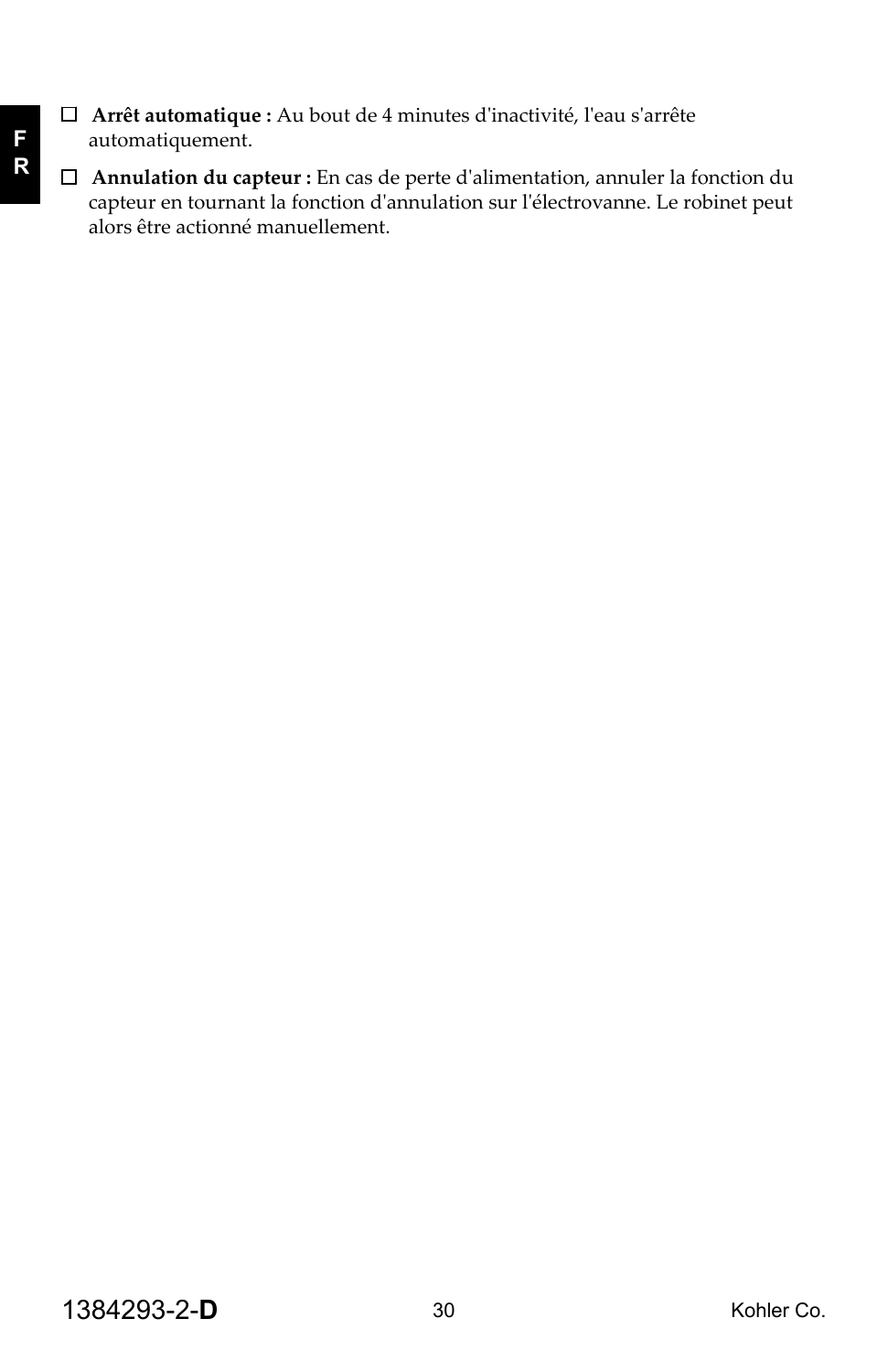- ☐ **Arrêt automatique :** Au bout de 4 minutes d'inactivité, l'eau s'arrête automatiquement.
- ☐ **Annulation du capteur :** En cas de perte d'alimentation, annuler la fonction du capteur en tournant la fonction d'annulation sur l'électrovanne. Le robinet peut alors être actionné manuellement.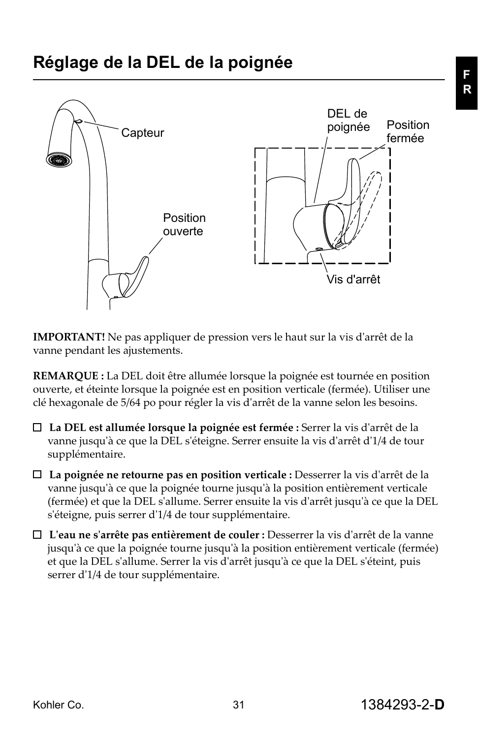# Réglage de la DEL de la poignée

Capteur

Position ouverte

DEL de poignée

Position fermée

Vis d'arrêt

**IMPORTANT!** Ne pas appliquer de pression vers le haut sur la vis d'arrêt de la vanne pendant les ajustements.

**REMARQUE :** La DEL doit être allumée lorsque la poignée est tournée en position ouverte, et éteinte lorsque la poignée est en position verticale (fermée). Utiliser une clé hexagonale de 5/64 po pour régler la vis d'arrêt de la vanne selon les besoins.

- ☐ **La DEL est allumée lorsque la poignée est fermée :** Serrer la vis d'arrêt de la vanne jusqu'à ce que la DEL s'éteigne. Serrer ensuite la vis d'arrêt d'1/4 de tour supplémentaire.
- ☐ **La poignée ne retourne pas en position verticale :** Desserrer la vis d'arrêt de la vanne jusqu'à ce que la poignée tourne jusqu'à la position entièrement verticale (fermée) et que la DEL s'allume. Serrer ensuite la vis d'arrêt jusqu'à ce que la DEL s'éteigne, puis serrer d'1/4 de tour supplémentaire.
- ☐ **L'eau ne s'arrête pas entièrement de couler :** Desserrer la vis d'arrêt de la vanne jusqu'à ce que la poignée tourne jusqu'à la position entièrement verticale (fermée) et que la DEL s'allume. Serrer la vis d'arrêt jusqu'à ce que la DEL s'éteint, puis serrer d'1/4 de tour supplémentaire.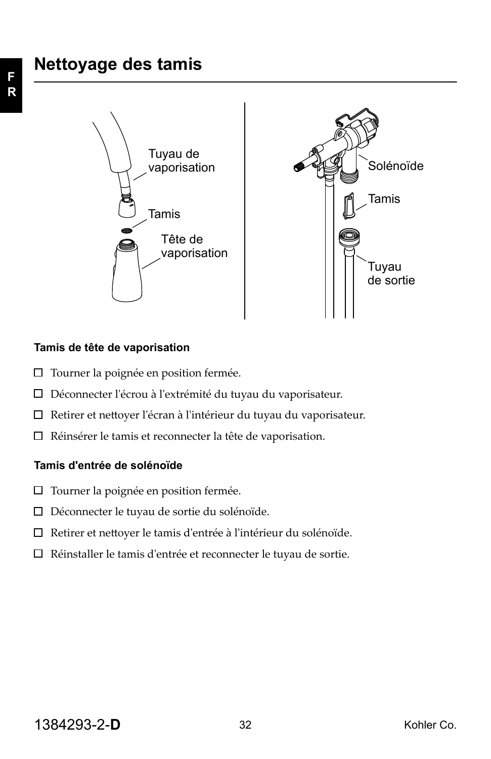# Nettoyage des tamis

Tuyau de vaporisation

Tamis

Tête de vaporisation

Solénoïde

Tamis

Tuyau de sortie

**Tamis de tête de vaporisation**

- ☐ Tourner la poignée en position fermée.
- ☐ Déconnecter l'écrou à l'extrémité du tuyau du vaporisateur.
- ☐ Retirer et nettoyer l'écran à l'intérieur du tuyau du vaporisateur.
- ☐ Réinsérer le tamis et reconnecter la tête de vaporisation.

**Tamis d'entrée de solénoïde**

- ☐ Tourner la poignée en position fermée.
- ☐ Déconnecter le tuyau de sortie du solénoïde.
- ☐ Retirer et nettoyer le tamis d'entrée à l'intérieur du solénoïde.
- ☐ Réinstaller le tamis d'entrée et reconnecter le tuyau de sortie.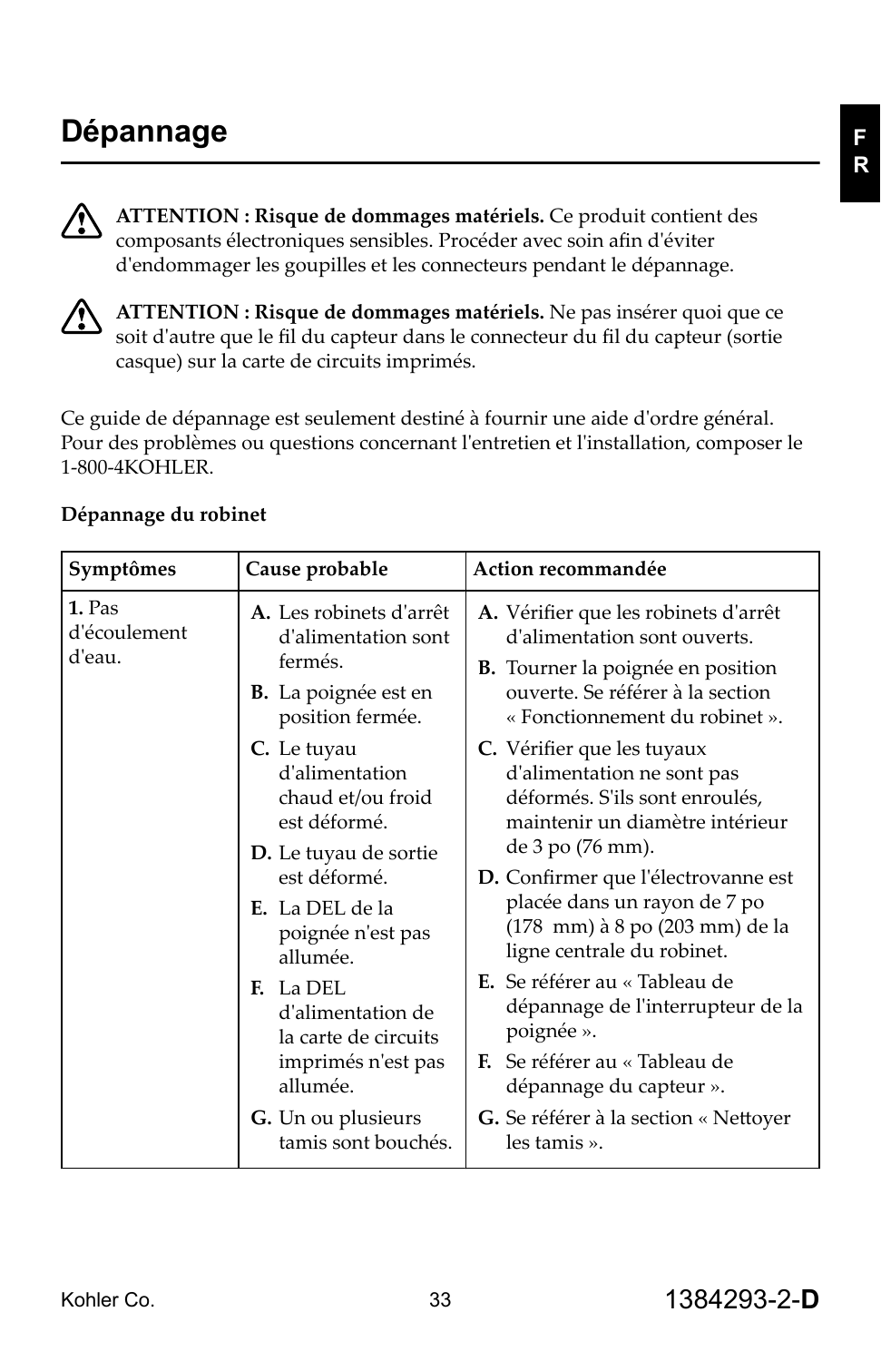# Dépannage

**ATTENTION : Risque de dommages matériels.** Ce produit contient des composants électroniques sensibles. Procéder avec soin afin d'éviter d'endommager les goupilles et les connecteurs pendant le dépannage.

**ATTENTION : Risque de dommages matériels.** Ne pas insérer quoi que ce soit d'autre que le fil du capteur dans le connecteur du fil du capteur (sortie casque) sur la carte de circuits imprimés.

Ce guide de dépannage est seulement destiné à fournir une aide d'ordre général. Pour des problèmes ou questions concernant l'entretien et l'installation, composer le 1-800-4KOHLER.

**Dépannage du robinet**

| Symptômes | Cause probable | Action recommandée |
|---|---|---|
| **1.** Pas d'écoulement d'eau. | **A.** Les robinets d'arrêt d'alimentation sont fermés. | **A.** Vérifier que les robinets d'arrêt d'alimentation sont ouverts. |
| | **B.** La poignée est en position fermée. | **B.** Tourner la poignée en position ouverte. Se référer à la section « Fonctionnement du robinet ». |
| | **C.** Le tuyau d'alimentation chaud et/ou froid est déformé. | **C.** Vérifier que les tuyaux d'alimentation ne sont pas déformés. S'ils sont enroulés, maintenir un diamètre intérieur de 3 po (76 mm). |
| | **D.** Le tuyau de sortie est déformé. | **D.** Confirmer que l'électrovanne est placée dans un rayon de 7 po (178 mm) à 8 po (203 mm) de la ligne centrale du robinet. |
| | **E.** La DEL de la poignée n'est pas allumée. | **E.** Se référer au « Tableau de dépannage de l'interrupteur de la poignée ». |
| | **F.** La DEL d'alimentation de la carte de circuits imprimés n'est pas allumée. | **F.** Se référer au « Tableau de dépannage du capteur ». |
| | **G.** Un ou plusieurs tamis sont bouchés. | **G.** Se référer à la section « Nettoyer les tamis ». |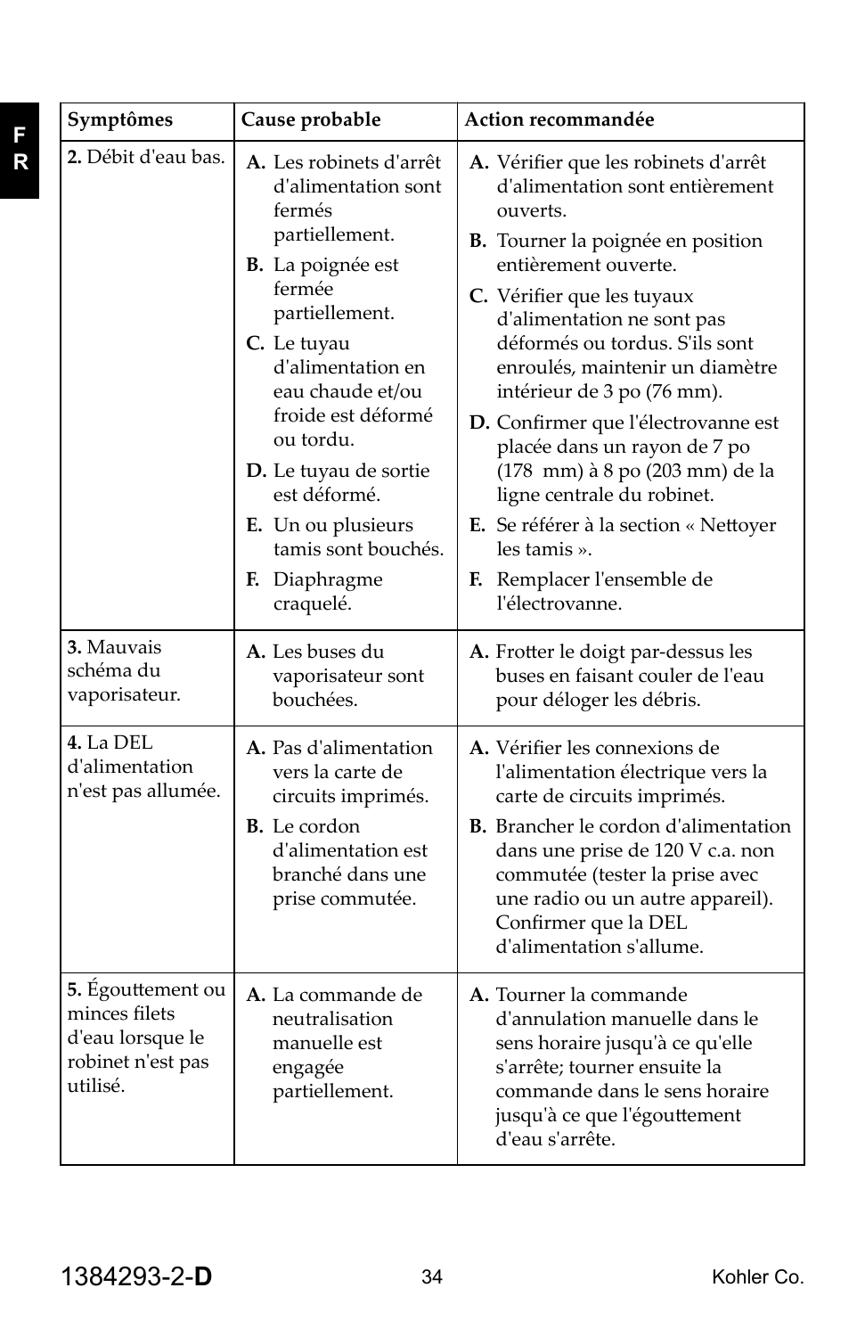| Symptômes | Cause probable | Action recommandée |
|---|---|---|
| **2.** Débit d'eau bas. | **A.** Les robinets d'arrêt d'alimentation sont fermés partiellement.<br>**B.** La poignée est fermée partiellement.<br>**C.** Le tuyau d'alimentation en eau chaude et/ou froide est déformé ou tordu.<br>**D.** Le tuyau de sortie est déformé.<br>**E.** Un ou plusieurs tamis sont bouchés.<br>**F.** Diaphragme craquelé. | **A.** Vérifier que les robinets d'arrêt d'alimentation sont entièrement ouverts.<br>**B.** Tourner la poignée en position entièrement ouverte.<br>**C.** Vérifier que les tuyaux d'alimentation ne sont pas déformés ou tordus. S'ils sont enroulés, maintenir un diamètre intérieur de 3 po (76 mm).<br>**D.** Confirmer que l'électrovanne est placée dans un rayon de 7 po (178 mm) à 8 po (203 mm) de la ligne centrale du robinet.<br>**E.** Se référer à la section « Nettoyer les tamis ».<br>**F.** Remplacer l'ensemble de l'électrovanne. |
| **3.** Mauvais schéma du vaporisateur. | **A.** Les buses du vaporisateur sont bouchées. | **A.** Frotter le doigt par-dessus les buses en faisant couler de l'eau pour déloger les débris. |
| **4.** La DEL d'alimentation n'est pas allumée. | **A.** Pas d'alimentation vers la carte de circuits imprimés.<br>**B.** Le cordon d'alimentation est branché dans une prise commutée. | **A.** Vérifier les connexions de l'alimentation électrique vers la carte de circuits imprimés.<br>**B.** Brancher le cordon d'alimentation dans une prise de 120 V c.a. non commutée (tester la prise avec une radio ou un autre appareil). Confirmer que la DEL d'alimentation s'allume. |
| **5.** Égouttement ou minces filets d'eau lorsque le robinet n'est pas utilisé. | **A.** La commande de neutralisation manuelle est engagée partiellement. | **A.** Tourner la commande d'annulation manuelle dans le sens horaire jusqu'à ce qu'elle s'arrête; tourner ensuite la commande dans le sens horaire jusqu'à ce que l'égouttement d'eau s'arrête. |

1384293-2-**D** Kohler Co.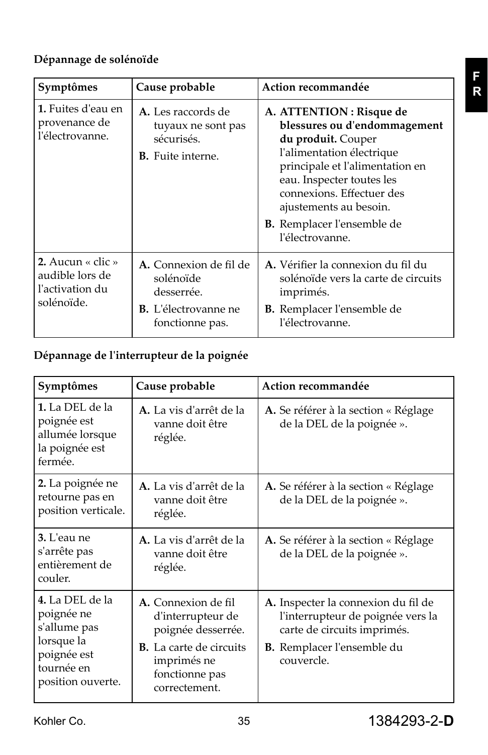**Dépannage de solénoïde**

| Symptômes | Cause probable | Action recommandée |
| --- | --- | --- |
| **1.** Fuites d'eau en provenance de l'électrovanne. | **A.** Les raccords de tuyaux ne sont pas sécurisés.<br>**B.** Fuite interne. | **A. ATTENTION : Risque de blessures ou d'endommagement du produit.** Couper l'alimentation électrique principale et l'alimentation en eau. Inspecter toutes les connexions. Effectuer des ajustements au besoin.<br>**B.** Remplacer l'ensemble de l'électrovanne. |
| **2.** Aucun « clic » audible lors de l'activation du solénoïde. | **A.** Connexion de fil de solénoïde desserrée.<br>**B.** L'électrovanne ne fonctionne pas. | **A.** Vérifier la connexion du fil du solénoïde vers la carte de circuits imprimés.<br>**B.** Remplacer l'ensemble de l'électrovanne. |

**Dépannage de l'interrupteur de la poignée**

| Symptômes | Cause probable | Action recommandée |
| --- | --- | --- |
| **1.** La DEL de la poignée est allumée lorsque la poignée est fermée. | **A.** La vis d'arrêt de la vanne doit être réglée. | **A.** Se référer à la section « Réglage de la DEL de la poignée ». |
| **2.** La poignée ne retourne pas en position verticale. | **A.** La vis d'arrêt de la vanne doit être réglée. | **A.** Se référer à la section « Réglage de la DEL de la poignée ». |
| **3.** L'eau ne s'arrête pas entièrement de couler. | **A.** La vis d'arrêt de la vanne doit être réglée. | **A.** Se référer à la section « Réglage de la DEL de la poignée ». |
| **4.** La DEL de la poignée ne s'allume pas lorsque la poignée est tournée en position ouverte. | **A.** Connexion de fil d'interrupteur de poignée desserrée.<br>**B.** La carte de circuits imprimés ne fonctionne pas correctement. | **A.** Inspecter la connexion du fil de l'interrupteur de poignée vers la carte de circuits imprimés.<br>**B.** Remplacer l'ensemble du couvercle. |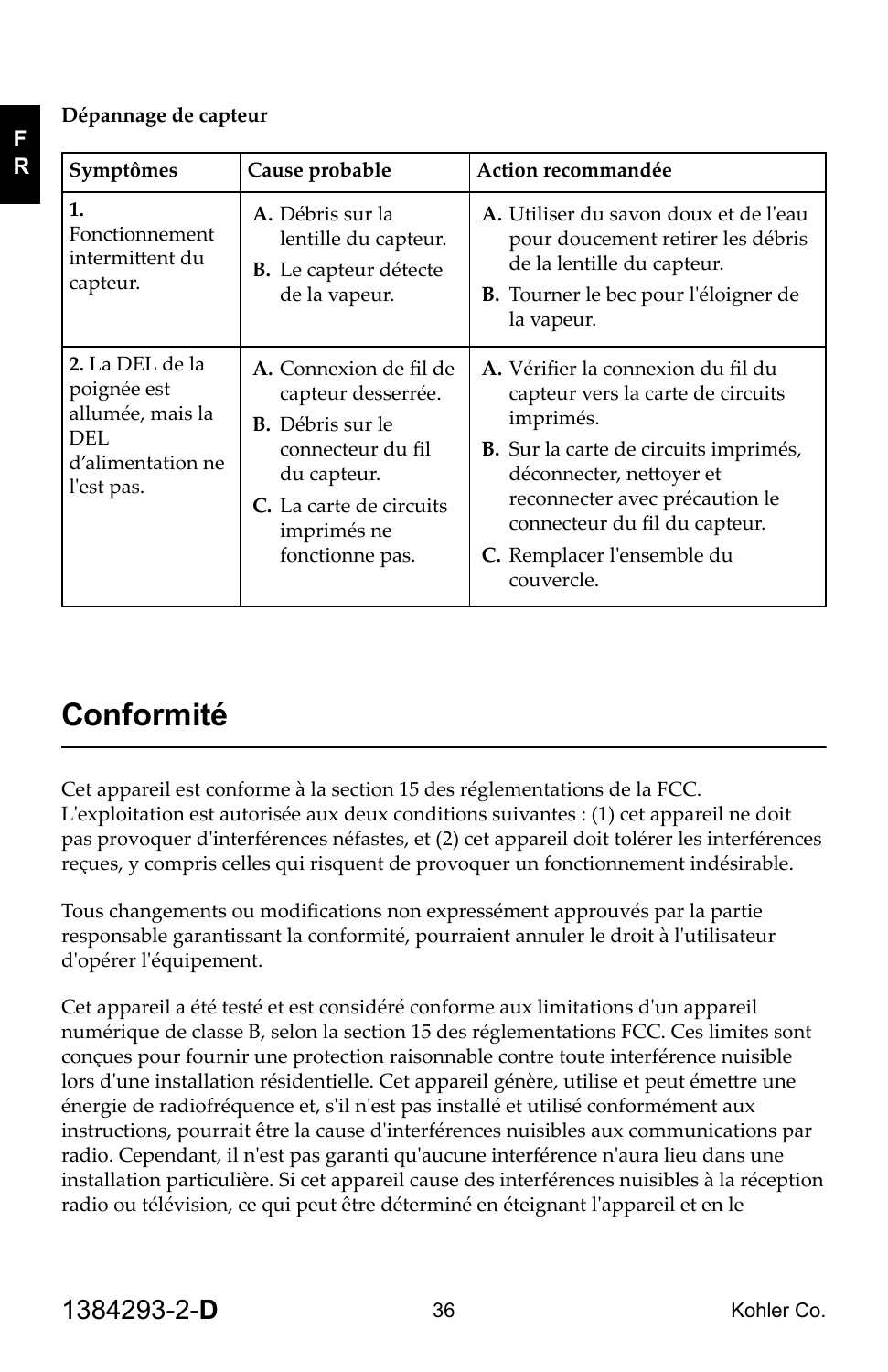**Dépannage de capteur**

| Symptômes | Cause probable | Action recommandée |
|---|---|---|
| **1.** Fonctionnement intermittent du capteur. | **A.** Débris sur la lentille du capteur.<br>**B.** Le capteur détecte de la vapeur. | **A.** Utiliser du savon doux et de l'eau pour doucement retirer les débris de la lentille du capteur.<br>**B.** Tourner le bec pour l'éloigner de la vapeur. |
| **2.** La DEL de la poignée est allumée, mais la DEL d'alimentation ne l'est pas. | **A.** Connexion de fil de capteur desserrée.<br>**B.** Débris sur le connecteur du fil du capteur.<br>**C.** La carte de circuits imprimés ne fonctionne pas. | **A.** Vérifier la connexion du fil du capteur vers la carte de circuits imprimés.<br>**B.** Sur la carte de circuits imprimés, déconnecter, nettoyer et reconnecter avec précaution le connecteur du fil du capteur.<br>**C.** Remplacer l'ensemble du couvercle. |

# Conformité

Cet appareil est conforme à la section 15 des réglementations de la FCC. L'exploitation est autorisée aux deux conditions suivantes : (1) cet appareil ne doit pas provoquer d'interférences néfastes, et (2) cet appareil doit tolérer les interférences reçues, y compris celles qui risquent de provoquer un fonctionnement indésirable.

Tous changements ou modifications non expressément approuvés par la partie responsable garantissant la conformité, pourraient annuler le droit à l'utilisateur d'opérer l'équipement.

Cet appareil a été testé et est considéré conforme aux limitations d'un appareil numérique de classe B, selon la section 15 des réglementations FCC. Ces limites sont conçues pour fournir une protection raisonnable contre toute interférence nuisible lors d'une installation résidentielle. Cet appareil génère, utilise et peut émettre une énergie de radiofréquence et, s'il n'est pas installé et utilisé conformément aux instructions, pourrait être la cause d'interférences nuisibles aux communications par radio. Cependant, il n'est pas garanti qu'aucune interférence n'aura lieu dans une installation particulière. Si cet appareil cause des interférences nuisibles à la réception radio ou télévision, ce qui peut être déterminé en éteignant l'appareil et en le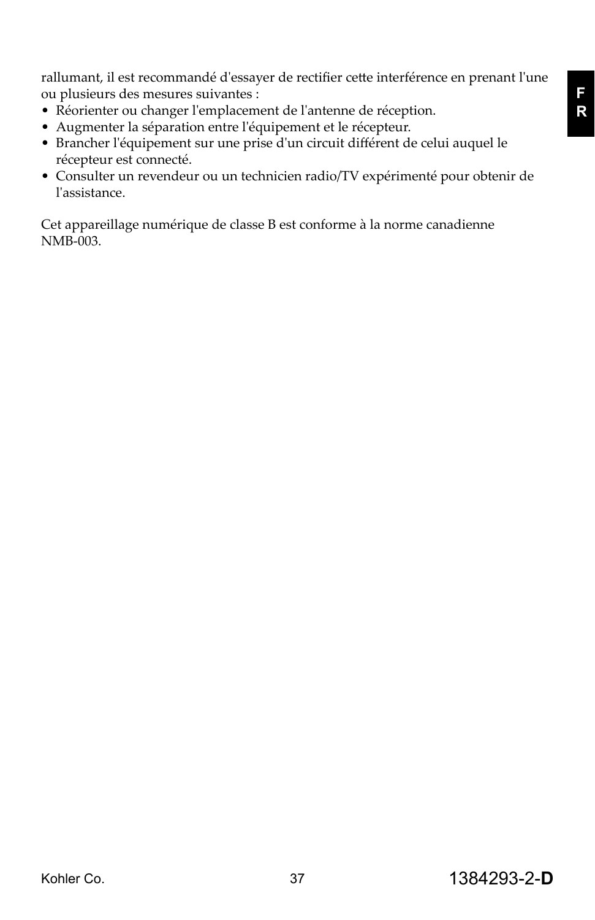rallumant, il est recommandé d'essayer de rectifier cette interférence en prenant l'une ou plusieurs des mesures suivantes :

- Réorienter ou changer l'emplacement de l'antenne de réception.
- Augmenter la séparation entre l'équipement et le récepteur.
- Brancher l'équipement sur une prise d'un circuit différent de celui auquel le récepteur est connecté.
- Consulter un revendeur ou un technicien radio/TV expérimenté pour obtenir de l'assistance.

Cet appareillage numérique de classe B est conforme à la norme canadienne NMB-003.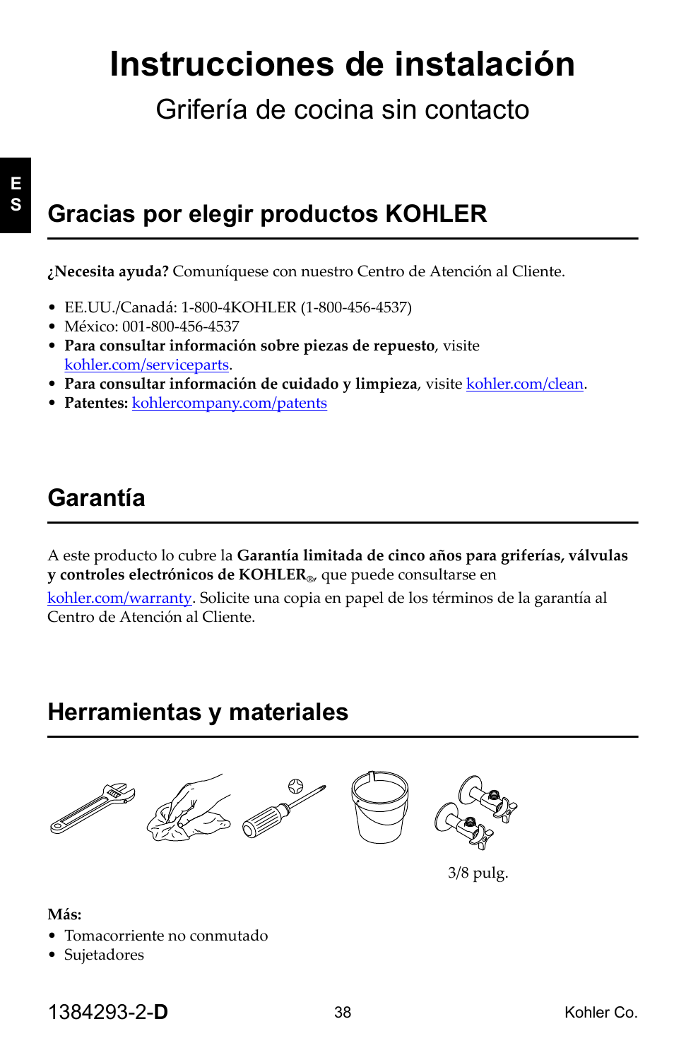# Instrucciones de instalación

## Grifería de cocina sin contacto

## Gracias por elegir productos KOHLER

**¿Necesita ayuda?** Comuníquese con nuestro Centro de Atención al Cliente.

- EE.UU./Canadá: 1-800-4KOHLER (1-800-456-4537)
- México: 001-800-456-4537
- **Para consultar información sobre piezas de repuesto**, visite kohler.com/serviceparts.
- **Para consultar información de cuidado y limpieza**, visite kohler.com/clean.
- **Patentes:** kohlercompany.com/patents

## Garantía

A este producto lo cubre la **Garantía limitada de cinco años para griferías, válvulas y controles electrónicos de KOHLER®**, que puede consultarse en kohler.com/warranty. Solicite una copia en papel de los términos de la garantía al Centro de Atención al Cliente.

## Herramientas y materiales

3/8 pulg.

**Más:**

- Tomacorriente no conmutado
- Sujetadores

1384293-2-**D** Kohler Co.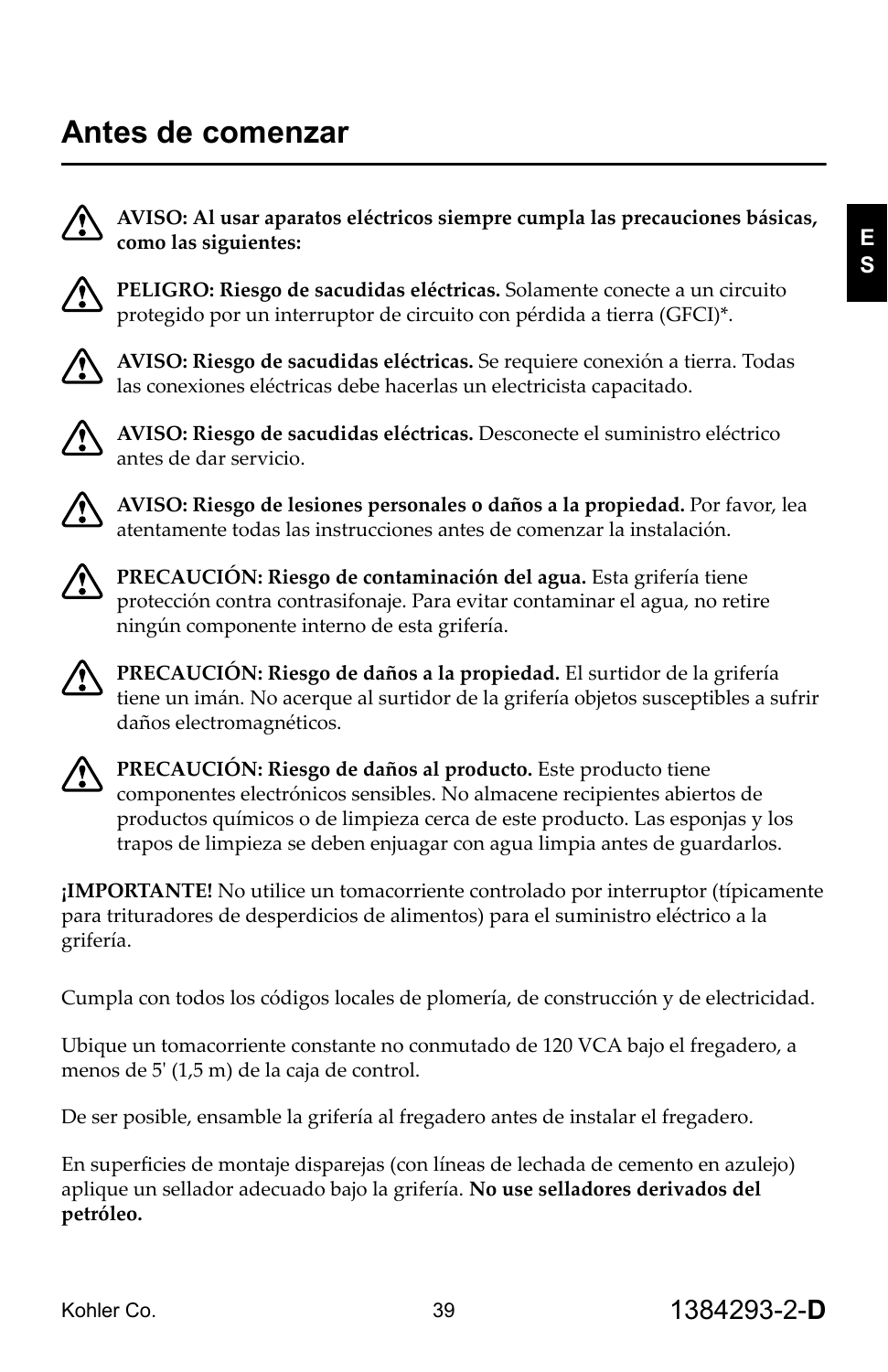# Antes de comenzar

⚠ **AVISO: Al usar aparatos eléctricos siempre cumpla las precauciones básicas, como las siguientes:**

⚠ **PELIGRO: Riesgo de sacudidas eléctricas.** Solamente conecte a un circuito protegido por un interruptor de circuito con pérdida a tierra (GFCI)*.

⚠ **AVISO: Riesgo de sacudidas eléctricas.** Se requiere conexión a tierra. Todas las conexiones eléctricas debe hacerlas un electricista capacitado.

⚠ **AVISO: Riesgo de sacudidas eléctricas.** Desconecte el suministro eléctrico antes de dar servicio.

⚠ **AVISO: Riesgo de lesiones personales o daños a la propiedad.** Por favor, lea atentamente todas las instrucciones antes de comenzar la instalación.

⚠ **PRECAUCIÓN: Riesgo de contaminación del agua.** Esta grifería tiene protección contra contrasifonaje. Para evitar contaminar el agua, no retire ningún componente interno de esta grifería.

⚠ **PRECAUCIÓN: Riesgo de daños a la propiedad.** El surtidor de la grifería tiene un imán. No acerque al surtidor de la grifería objetos susceptibles a sufrir daños electromagnéticos.

⚠ **PRECAUCIÓN: Riesgo de daños al producto.** Este producto tiene componentes electrónicos sensibles. No almacene recipientes abiertos de productos químicos o de limpieza cerca de este producto. Las esponjas y los trapos de limpieza se deben enjuagar con agua limpia antes de guardarlos.

**¡IMPORTANTE!** No utilice un tomacorriente controlado por interruptor (típicamente para trituradores de desperdicios de alimentos) para el suministro eléctrico a la grifería.

Cumpla con todos los códigos locales de plomería, de construcción y de electricidad.

Ubique un tomacorriente constante no conmutado de 120 VCA bajo el fregadero, a menos de 5' (1,5 m) de la caja de control.

De ser posible, ensamble la grifería al fregadero antes de instalar el fregadero.

En superficies de montaje disparejas (con líneas de lechada de cemento en azulejo) aplique un sellador adecuado bajo la grifería. **No use selladores derivados del petróleo.**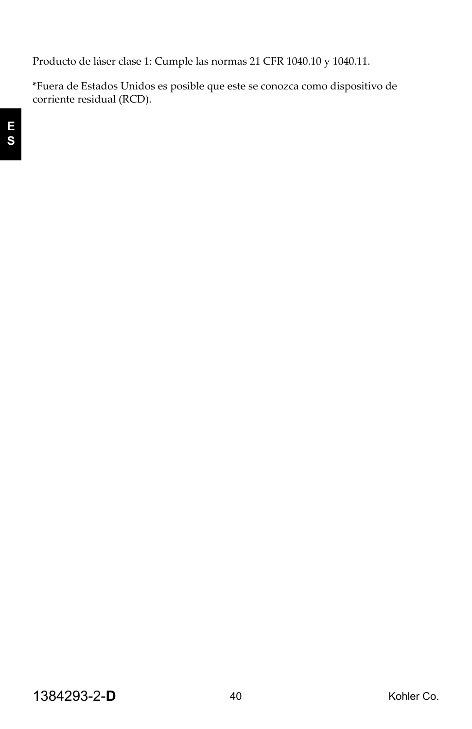Producto de láser clase 1: Cumple las normas 21 CFR 1040.10 y 1040.11.

*Fuera de Estados Unidos es posible que este se conozca como dispositivo de corriente residual (RCD).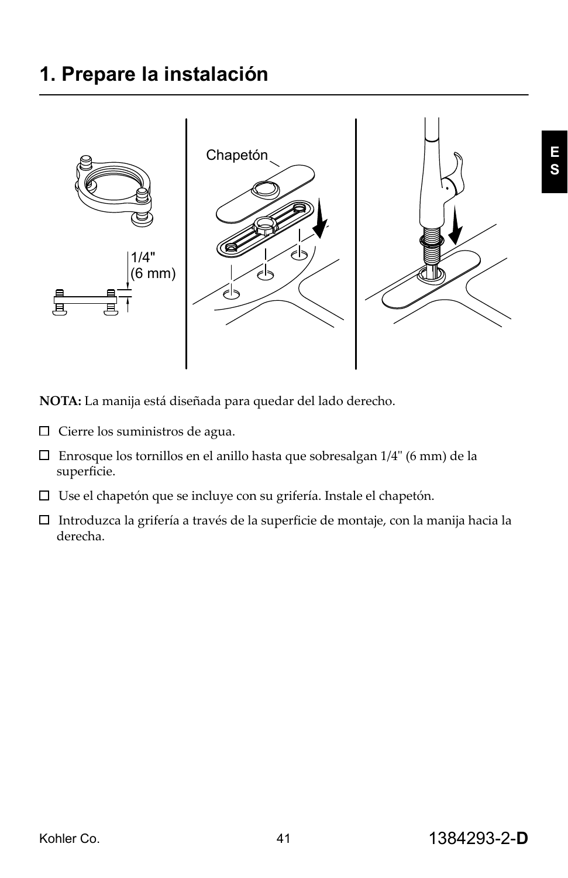# 1. Prepare la instalación

**NOTA:** La manija está diseñada para quedar del lado derecho.

- ☐ Cierre los suministros de agua.
- ☐ Enrosque los tornillos en el anillo hasta que sobresalgan 1/4" (6 mm) de la superficie.
- ☐ Use el chapetón que se incluye con su grifería. Instale el chapetón.
- ☐ Introduzca la grifería a través de la superficie de montaje, con la manija hacia la derecha.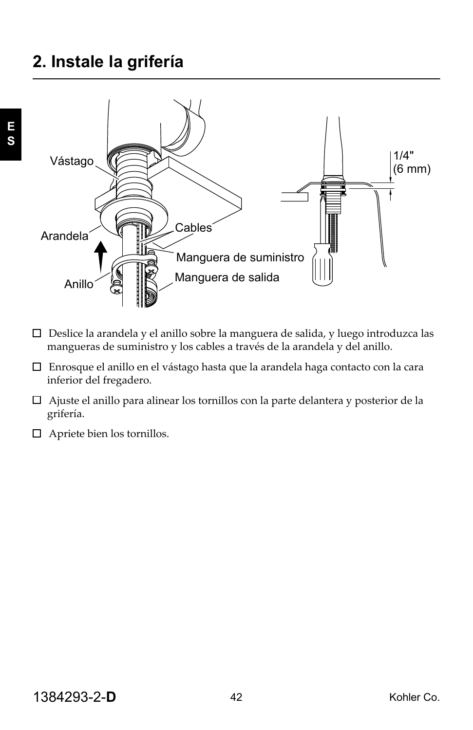## 2. Instale la grifería

- ☐ Deslice la arandela y el anillo sobre la manguera de salida, y luego introduzca las mangueras de suministro y los cables a través de la arandela y del anillo.
- ☐ Enrosque el anillo en el vástago hasta que la arandela haga contacto con la cara inferior del fregadero.
- ☐ Ajuste el anillo para alinear los tornillos con la parte delantera y posterior de la grifería.
- ☐ Apriete bien los tornillos.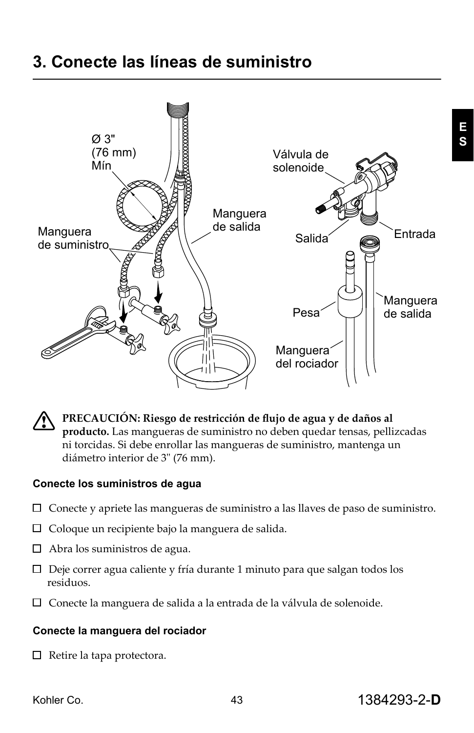# 3. Conecte las líneas de suministro

Ø 3" (76 mm) Mín

Manguera de suministro

Manguera de salida

Válvula de solenoide

Salida

Entrada

Pesa

Manguera de salida

Manguera del rociador

⚠ **PRECAUCIÓN: Riesgo de restricción de flujo de agua y de daños al producto.** Las mangueras de suministro no deben quedar tensas, pellizcadas ni torcidas. Si debe enrollar las mangueras de suministro, mantenga un diámetro interior de 3" (76 mm).

**Conecte los suministros de agua**

☐ Conecte y apriete las mangueras de suministro a las llaves de paso de suministro.

☐ Coloque un recipiente bajo la manguera de salida.

☐ Abra los suministros de agua.

☐ Deje correr agua caliente y fría durante 1 minuto para que salgan todos los residuos.

☐ Conecte la manguera de salida a la entrada de la válvula de solenoide.

**Conecte la manguera del rociador**

☐ Retire la tapa protectora.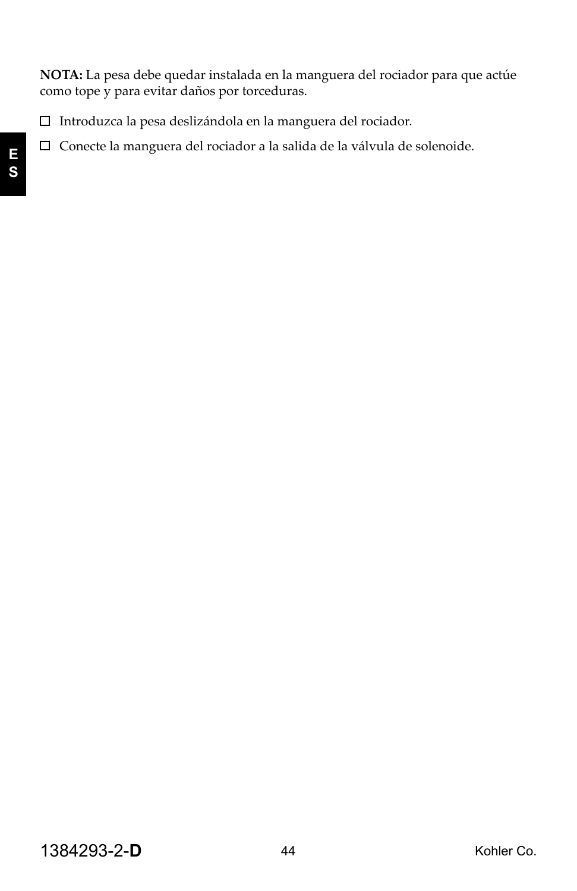**NOTA:** La pesa debe quedar instalada en la manguera del rociador para que actúe como tope y para evitar daños por torceduras.

- ☐ Introduzca la pesa deslizándola en la manguera del rociador.
- ☐ Conecte la manguera del rociador a la salida de la válvula de solenoide.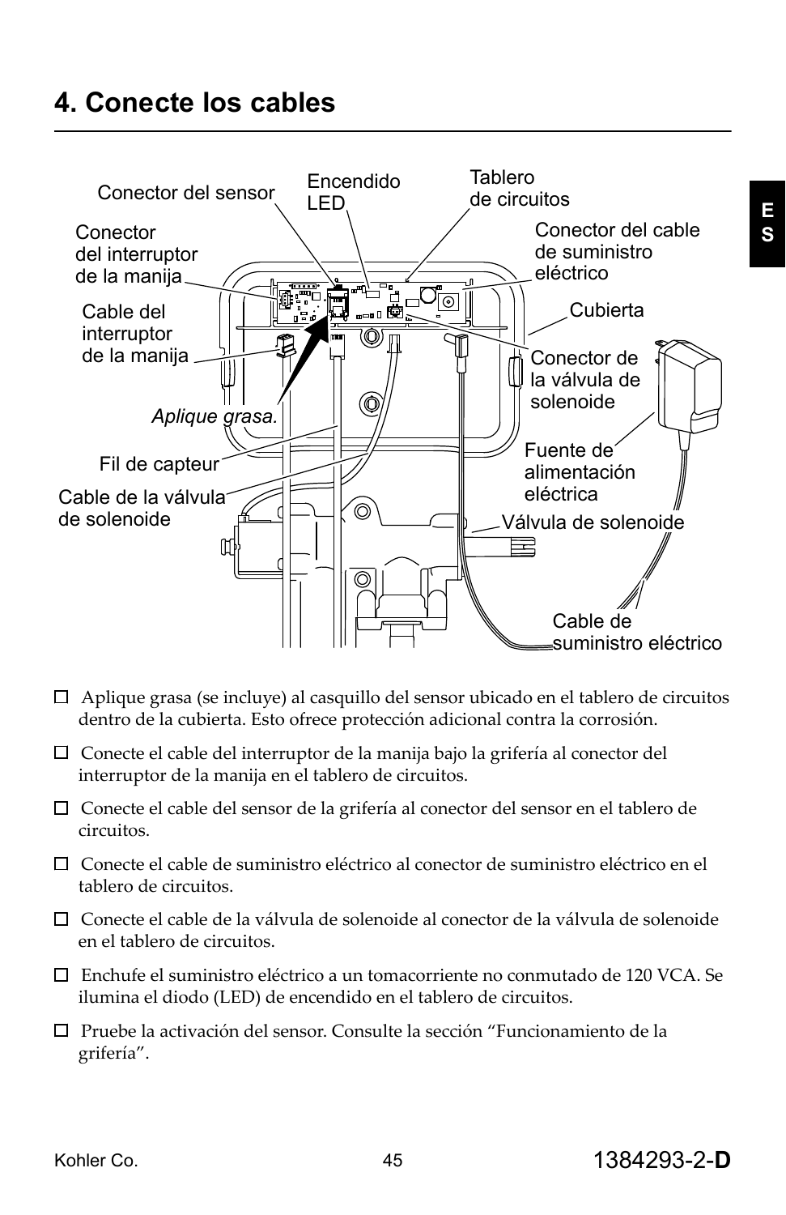# 4. Conecte los cables

Conector del sensor

Encendido LED

Tablero de circuitos

Conector del interruptor de la manija

Conector del cable de suministro eléctrico

Cable del interruptor de la manija

Cubierta

Conector de la válvula de solenoide

*Aplique grasa.*

Fuente de alimentación eléctrica

Fil de capteur

Cable de la válvula de solenoide

Válvula de solenoide

Cable de suministro eléctrico

- ☐ Aplique grasa (se incluye) al casquillo del sensor ubicado en el tablero de circuitos dentro de la cubierta. Esto ofrece protección adicional contra la corrosión.
- ☐ Conecte el cable del interruptor de la manija bajo la grifería al conector del interruptor de la manija en el tablero de circuitos.
- ☐ Conecte el cable del sensor de la grifería al conector del sensor en el tablero de circuitos.
- ☐ Conecte el cable de suministro eléctrico al conector de suministro eléctrico en el tablero de circuitos.
- ☐ Conecte el cable de la válvula de solenoide al conector de la válvula de solenoide en el tablero de circuitos.
- ☐ Enchufe el suministro eléctrico a un tomacorriente no conmutado de 120 VCA. Se ilumina el diodo (LED) de encendido en el tablero de circuitos.
- ☐ Pruebe la activación del sensor. Consulte la sección "Funcionamiento de la grifería".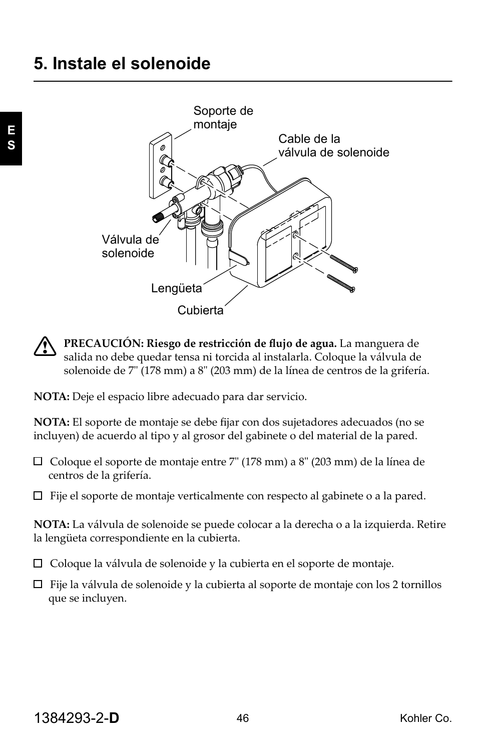# 5. Instale el solenoide

Soporte de montaje

Cable de la válvula de solenoide

Válvula de solenoide

Lengüeta

Cubierta

**PRECAUCIÓN: Riesgo de restricción de flujo de agua.** La manguera de salida no debe quedar tensa ni torcida al instalarla. Coloque la válvula de solenoide de 7" (178 mm) a 8" (203 mm) de la línea de centros de la grifería.

**NOTA:** Deje el espacio libre adecuado para dar servicio.

**NOTA:** El soporte de montaje se debe fijar con dos sujetadores adecuados (no se incluyen) de acuerdo al tipo y al grosor del gabinete o del material de la pared.

☐ Coloque el soporte de montaje entre 7" (178 mm) a 8" (203 mm) de la línea de centros de la grifería.

☐ Fije el soporte de montaje verticalmente con respecto al gabinete o a la pared.

**NOTA:** La válvula de solenoide se puede colocar a la derecha o a la izquierda. Retire la lengüeta correspondiente en la cubierta.

☐ Coloque la válvula de solenoide y la cubierta en el soporte de montaje.

☐ Fije la válvula de solenoide y la cubierta al soporte de montaje con los 2 tornillos que se incluyen.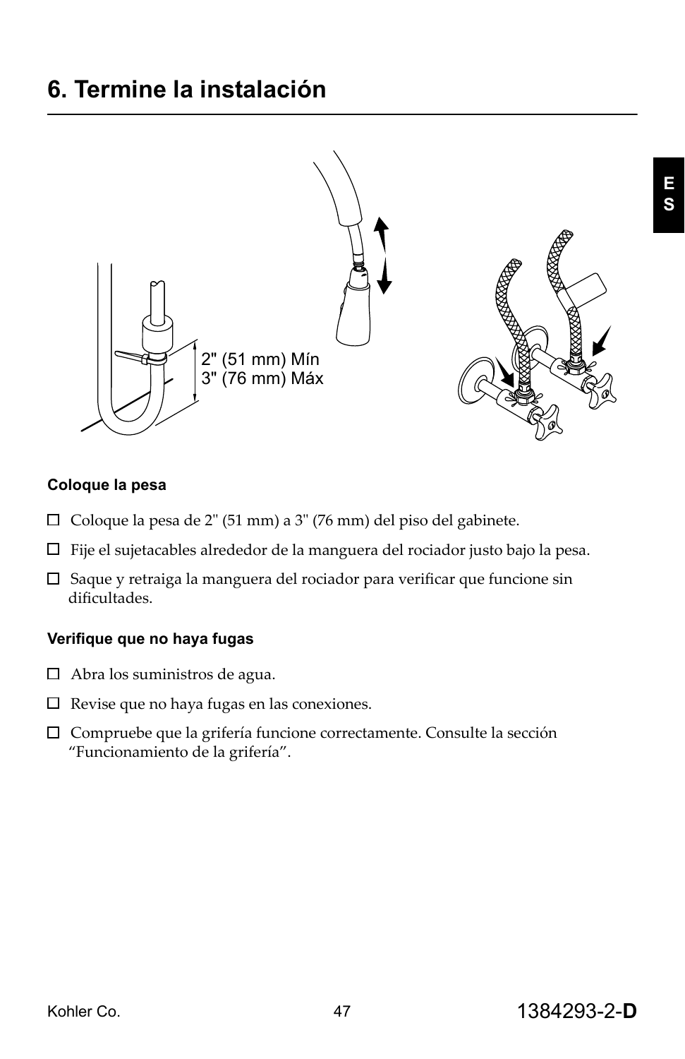# 6. Termine la instalación

2" (51 mm) Mín
3" (76 mm) Máx

**Coloque la pesa**

- ☐ Coloque la pesa de 2" (51 mm) a 3" (76 mm) del piso del gabinete.
- ☐ Fije el sujetacables alrededor de la manguera del rociador justo bajo la pesa.
- ☐ Saque y retraiga la manguera del rociador para verificar que funcione sin dificultades.

**Verifique que no haya fugas**

- ☐ Abra los suministros de agua.
- ☐ Revise que no haya fugas en las conexiones.
- ☐ Compruebe que la grifería funcione correctamente. Consulte la sección “Funcionamiento de la grifería”.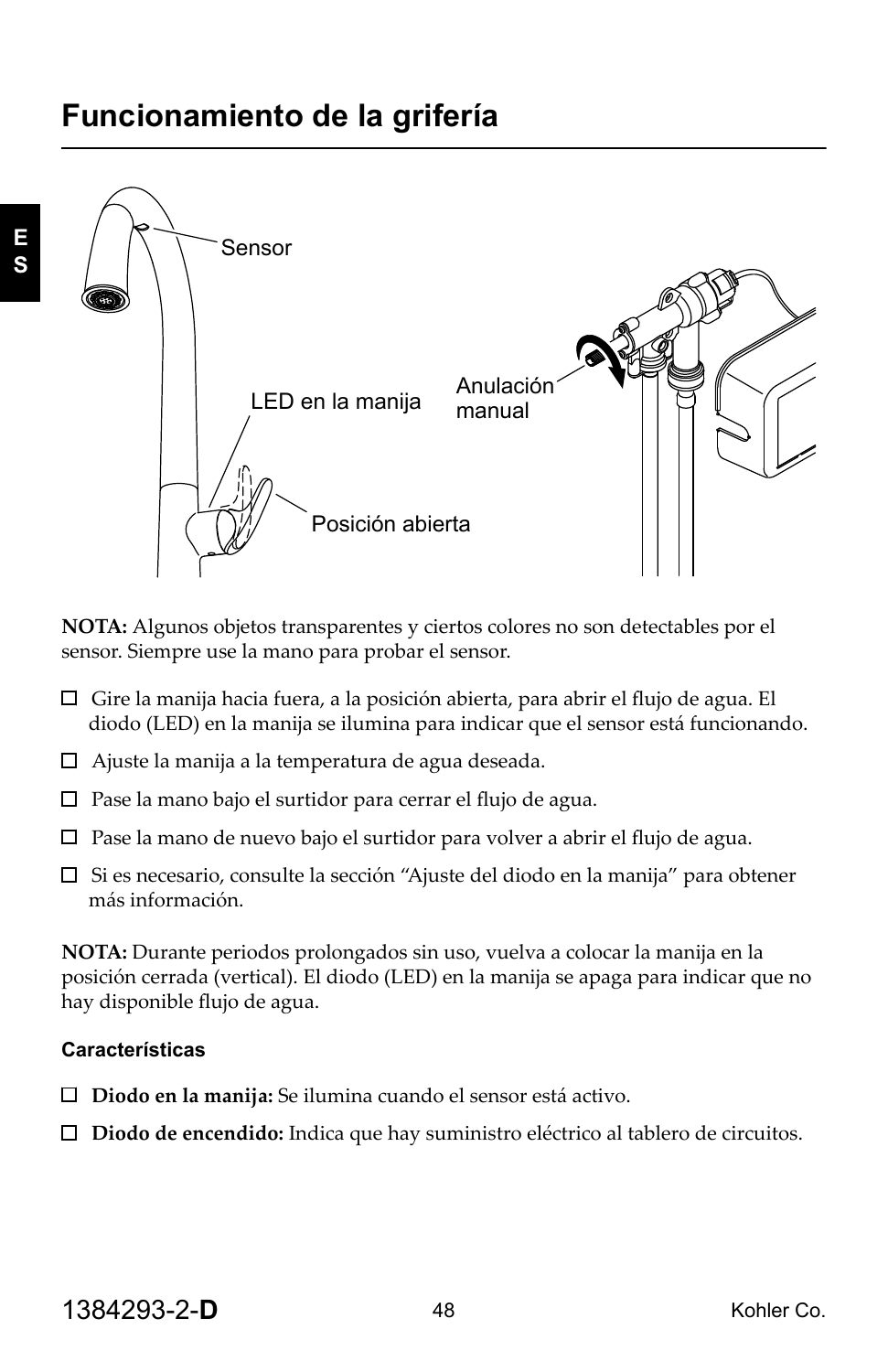# Funcionamiento de la grifería

Sensor

LED en la manija

Anulación manual

Posición abierta

**NOTA:** Algunos objetos transparentes y ciertos colores no son detectables por el sensor. Siempre use la mano para probar el sensor.

☐ Gire la manija hacia fuera, a la posición abierta, para abrir el flujo de agua. El diodo (LED) en la manija se ilumina para indicar que el sensor está funcionando.

☐ Ajuste la manija a la temperatura de agua deseada.

☐ Pase la mano bajo el surtidor para cerrar el flujo de agua.

☐ Pase la mano de nuevo bajo el surtidor para volver a abrir el flujo de agua.

☐ Si es necesario, consulte la sección “Ajuste del diodo en la manija” para obtener más información.

**NOTA:** Durante periodos prolongados sin uso, vuelva a colocar la manija en la posición cerrada (vertical). El diodo (LED) en la manija se apaga para indicar que no hay disponible flujo de agua.

### Características

☐ **Diodo en la manija:** Se ilumina cuando el sensor está activo.

☐ **Diodo de encendido:** Indica que hay suministro eléctrico al tablero de circuitos.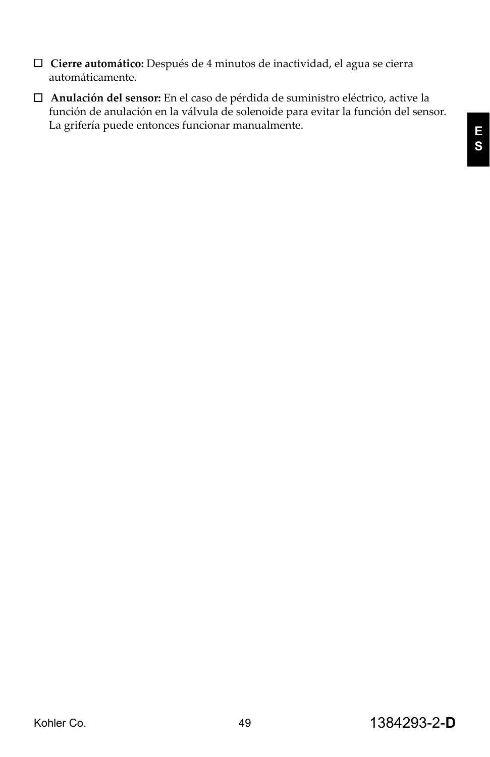- ☐ **Cierre automático:** Después de 4 minutos de inactividad, el agua se cierra automáticamente.
- ☐ **Anulación del sensor:** En el caso de pérdida de suministro eléctrico, active la función de anulación en la válvula de solenoide para evitar la función del sensor. La grifería puede entonces funcionar manualmente.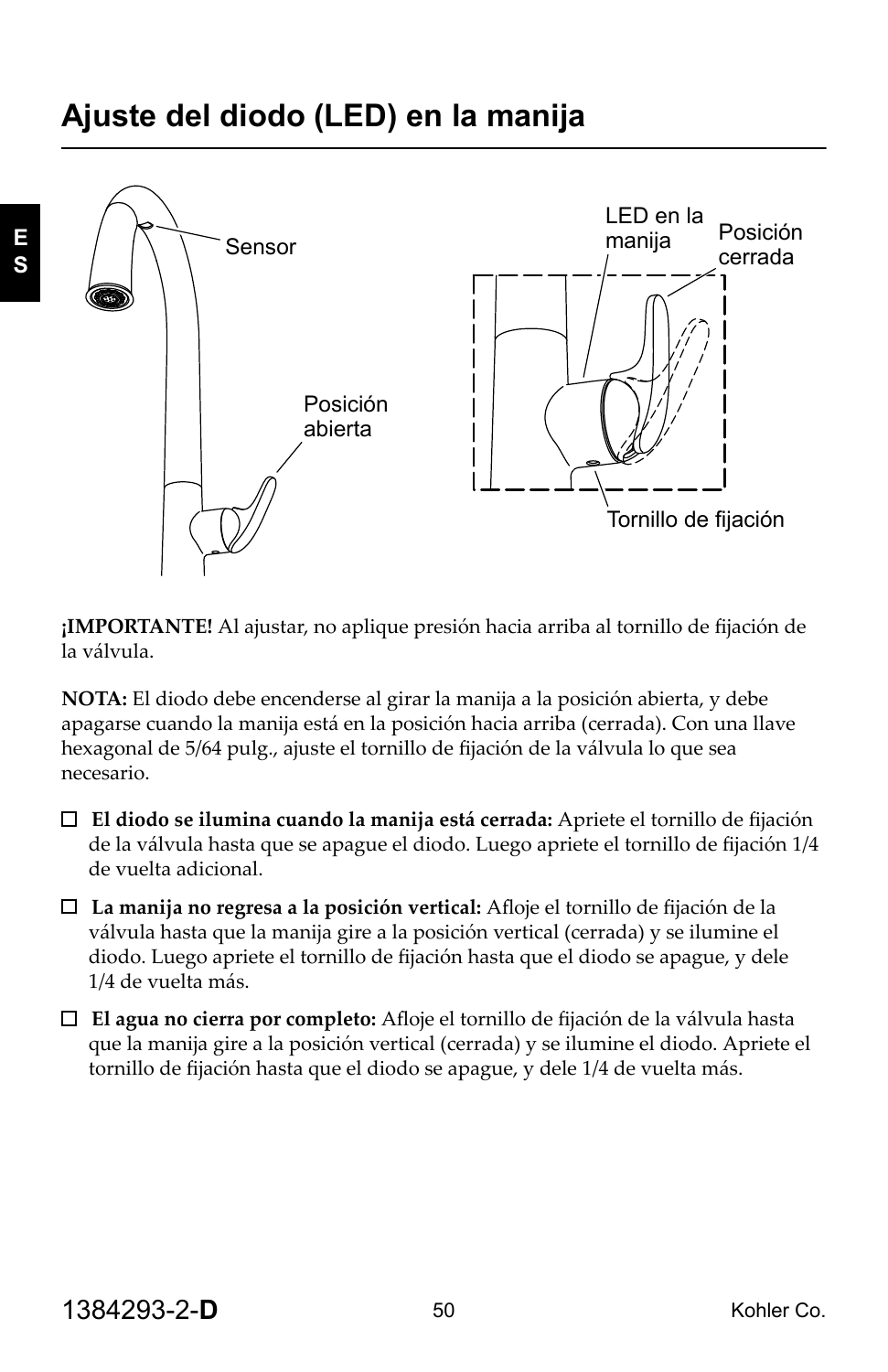# Ajuste del diodo (LED) en la manija

Sensor

Posición abierta

LED en la manija

Posición cerrada

Tornillo de fijación

**¡IMPORTANTE!** Al ajustar, no aplique presión hacia arriba al tornillo de fijación de la válvula.

**NOTA:** El diodo debe encenderse al girar la manija a la posición abierta, y debe apagarse cuando la manija está en la posición hacia arriba (cerrada). Con una llave hexagonal de 5/64 pulg., ajuste el tornillo de fijación de la válvula lo que sea necesario.

☐ **El diodo se ilumina cuando la manija está cerrada:** Apriete el tornillo de fijación de la válvula hasta que se apague el diodo. Luego apriete el tornillo de fijación 1/4 de vuelta adicional.

☐ **La manija no regresa a la posición vertical:** Afloje el tornillo de fijación de la válvula hasta que la manija gire a la posición vertical (cerrada) y se ilumine el diodo. Luego apriete el tornillo de fijación hasta que el diodo se apague, y dele 1/4 de vuelta más.

☐ **El agua no cierra por completo:** Afloje el tornillo de fijación de la válvula hasta que la manija gire a la posición vertical (cerrada) y se ilumine el diodo. Apriete el tornillo de fijación hasta que el diodo se apague, y dele 1/4 de vuelta más.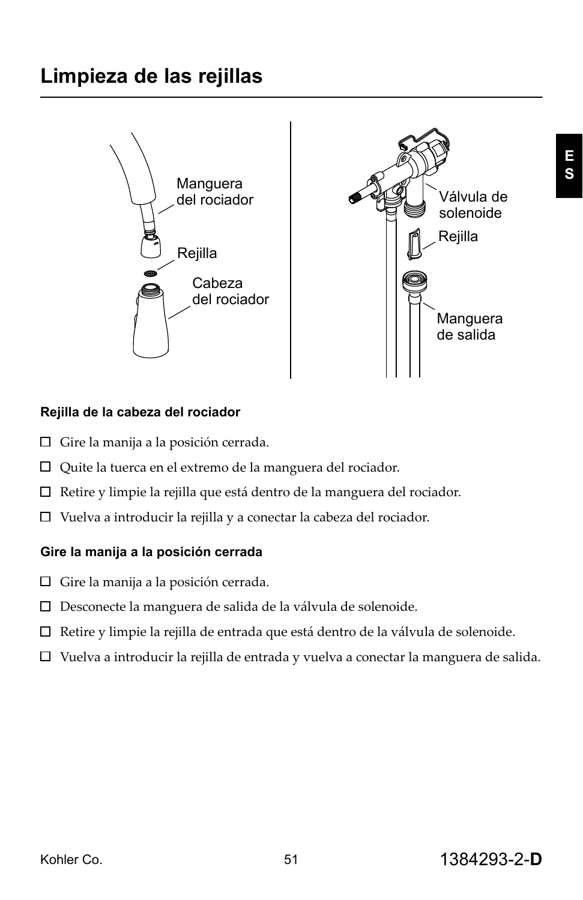# Limpieza de las rejillas

Manguera del rociador

Rejilla

Cabeza del rociador

Válvula de solenoide

Rejilla

Manguera de salida

**Rejilla de la cabeza del rociador**

☐ Gire la manija a la posición cerrada.

☐ Quite la tuerca en el extremo de la manguera del rociador.

☐ Retire y limpie la rejilla que está dentro de la manguera del rociador.

☐ Vuelva a introducir la rejilla y a conectar la cabeza del rociador.

**Gire la manija a la posición cerrada**

☐ Gire la manija a la posición cerrada.

☐ Desconecte la manguera de salida de la válvula de solenoide.

☐ Retire y limpie la rejilla de entrada que está dentro de la válvula de solenoide.

☐ Vuelva a introducir la rejilla de entrada y vuelva a conectar la manguera de salida.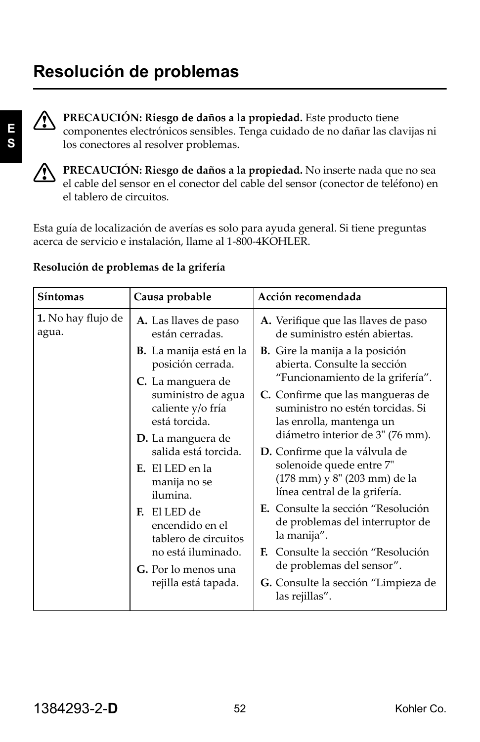# Resolución de problemas

⚠ **PRECAUCIÓN: Riesgo de daños a la propiedad.** Este producto tiene componentes electrónicos sensibles. Tenga cuidado de no dañar las clavijas ni los conectores al resolver problemas.

⚠ **PRECAUCIÓN: Riesgo de daños a la propiedad.** No inserte nada que no sea el cable del sensor en el conector del cable del sensor (conector de teléfono) en el tablero de circuitos.

Esta guía de localización de averías es solo para ayuda general. Si tiene preguntas acerca de servicio e instalación, llame al 1-800-4KOHLER.

**Resolución de problemas de la grifería**

| Síntomas | Causa probable | Acción recomendada |
|---|---|---|
| **1.** No hay flujo de agua. | **A.** Las llaves de paso están cerradas.<br>**B.** La manija está en la posición cerrada.<br>**C.** La manguera de suministro de agua caliente y/o fría está torcida.<br>**D.** La manguera de salida está torcida.<br>**E.** El LED en la manija no se ilumina.<br>**F.** El LED de encendido en el tablero de circuitos no está iluminado.<br>**G.** Por lo menos una rejilla está tapada. | **A.** Verifique que las llaves de paso de suministro estén abiertas.<br>**B.** Gire la manija a la posición abierta. Consulte la sección “Funcionamiento de la grifería”.<br>**C.** Confirme que las mangueras de suministro no estén torcidas. Si las enrolla, mantenga un diámetro interior de 3" (76 mm).<br>**D.** Confirme que la válvula de solenoide quede entre 7" (178 mm) y 8" (203 mm) de la línea central de la grifería.<br>**E.** Consulte la sección “Resolución de problemas del interruptor de la manija”.<br>**F.** Consulte la sección “Resolución de problemas del sensor”.<br>**G.** Consulte la sección “Limpieza de las rejillas”. |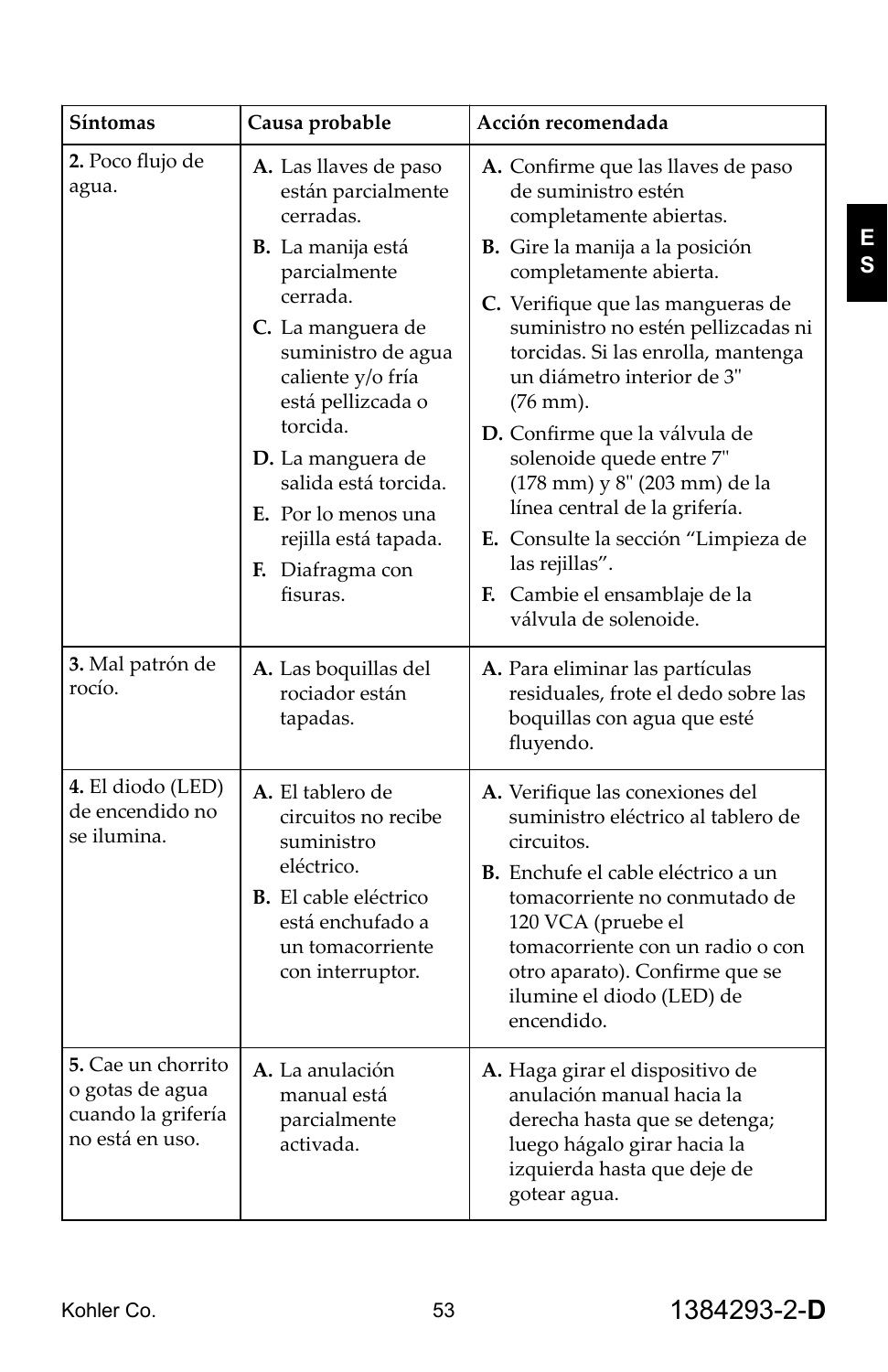| Síntomas | Causa probable | Acción recomendada |
|---|---|---|
| **2.** Poco flujo de agua. | **A.** Las llaves de paso están parcialmente cerradas.<br>**B.** La manija está parcialmente cerrada.<br>**C.** La manguera de suministro de agua caliente y/o fría está pellizcada o torcida.<br>**D.** La manguera de salida está torcida.<br>**E.** Por lo menos una rejilla está tapada.<br>**F.** Diafragma con fisuras. | **A.** Confirme que las llaves de paso de suministro estén completamente abiertas.<br>**B.** Gire la manija a la posición completamente abierta.<br>**C.** Verifique que las mangueras de suministro no estén pellizcadas ni torcidas. Si las enrolla, mantenga un diámetro interior de 3" (76 mm).<br>**D.** Confirme que la válvula de solenoide quede entre 7" (178 mm) y 8" (203 mm) de la línea central de la grifería.<br>**E.** Consulte la sección "Limpieza de las rejillas".<br>**F.** Cambie el ensamblaje de la válvula de solenoide. |
| **3.** Mal patrón de rocío. | **A.** Las boquillas del rociador están tapadas. | **A.** Para eliminar las partículas residuales, frote el dedo sobre las boquillas con agua que esté fluyendo. |
| **4.** El diodo (LED) de encendido no se ilumina. | **A.** El tablero de circuitos no recibe suministro eléctrico.<br>**B.** El cable eléctrico está enchufado a un tomacorriente con interruptor. | **A.** Verifique las conexiones del suministro eléctrico al tablero de circuitos.<br>**B.** Enchufe el cable eléctrico a un tomacorriente no conmutado de 120 VCA (pruebe el tomacorriente con un radio o con otro aparato). Confirme que se ilumine el diodo (LED) de encendido. |
| **5.** Cae un chorrito o gotas de agua cuando la grifería no está en uso. | **A.** La anulación manual está parcialmente activada. | **A.** Haga girar el dispositivo de anulación manual hacia la derecha hasta que se detenga; luego hágalo girar hacia la izquierda hasta que deje de gotear agua. |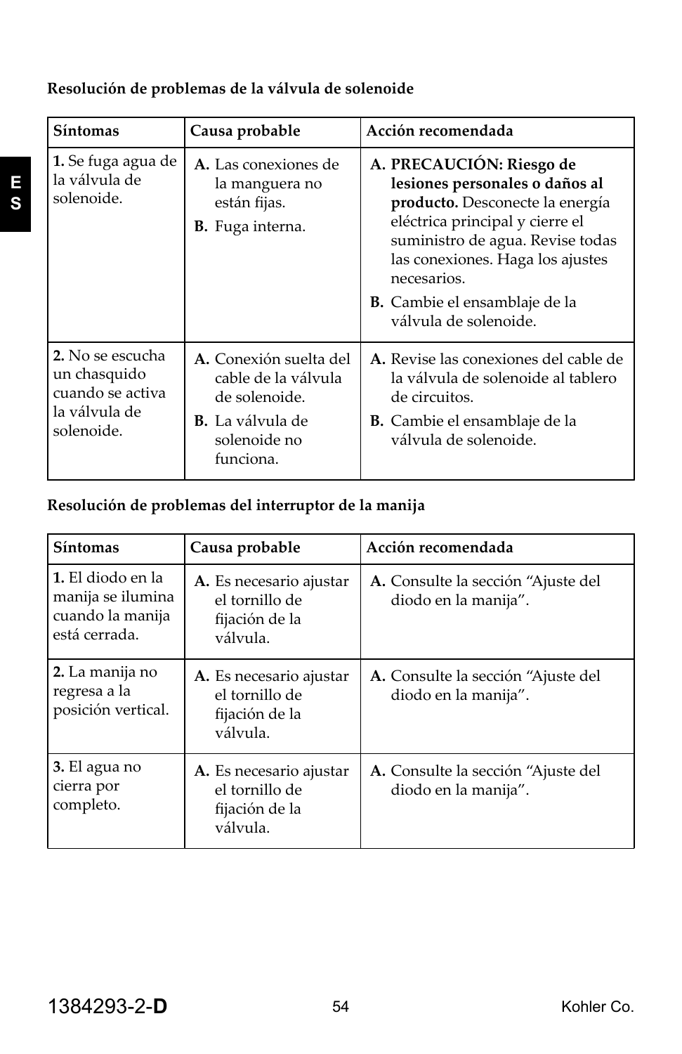**Resolución de problemas de la válvula de solenoide**

| Síntomas | Causa probable | Acción recomendada |
|---|---|---|
| **1.** Se fuga agua de la válvula de solenoide. | **A.** Las conexiones de la manguera no están fijas.<br>**B.** Fuga interna. | **A. PRECAUCIÓN: Riesgo de lesiones personales o daños al producto.** Desconecte la energía eléctrica principal y cierre el suministro de agua. Revise todas las conexiones. Haga los ajustes necesarios.<br>**B.** Cambie el ensamblaje de la válvula de solenoide. |
| **2.** No se escucha un chasquido cuando se activa la válvula de solenoide. | **A.** Conexión suelta del cable de la válvula de solenoide.<br>**B.** La válvula de solenoide no funciona. | **A.** Revise las conexiones del cable de la válvula de solenoide al tablero de circuitos.<br>**B.** Cambie el ensamblaje de la válvula de solenoide. |

**Resolución de problemas del interruptor de la manija**

| Síntomas | Causa probable | Acción recomendada |
|---|---|---|
| **1.** El diodo en la manija se ilumina cuando la manija está cerrada. | **A.** Es necesario ajustar el tornillo de fijación de la válvula. | **A.** Consulte la sección "Ajuste del diodo en la manija". |
| **2.** La manija no regresa a la posición vertical. | **A.** Es necesario ajustar el tornillo de fijación de la válvula. | **A.** Consulte la sección "Ajuste del diodo en la manija". |
| **3.** El agua no cierra por completo. | **A.** Es necesario ajustar el tornillo de fijación de la válvula. | **A.** Consulte la sección "Ajuste del diodo en la manija". |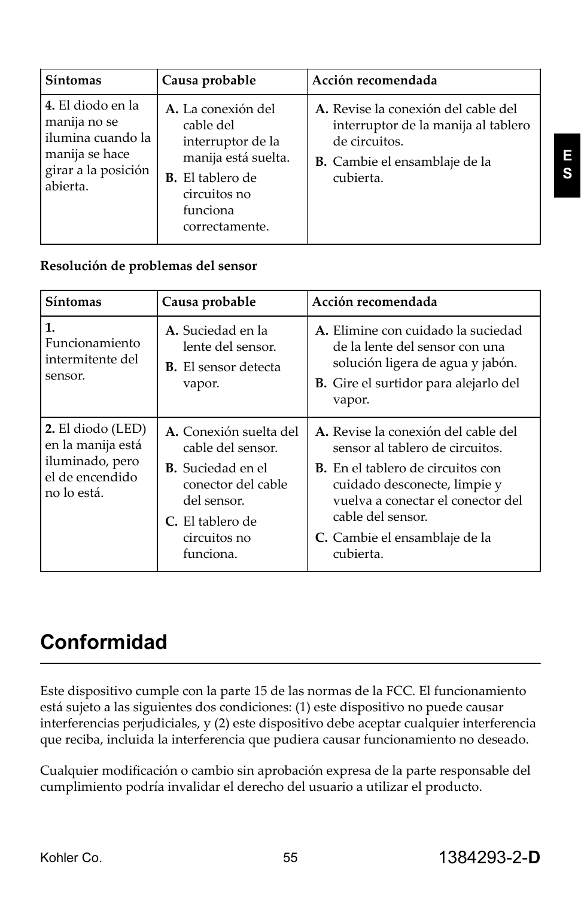| Síntomas | Causa probable | Acción recomendada |
| --- | --- | --- |
| **4.** El diodo en la manija no se ilumina cuando la manija se hace girar a la posición abierta. | **A.** La conexión del cable del interruptor de la manija está suelta.<br>**B.** El tablero de circuitos no funciona correctamente. | **A.** Revise la conexión del cable del interruptor de la manija al tablero de circuitos.<br>**B.** Cambie el ensamblaje de la cubierta. |

**Resolución de problemas del sensor**

| Síntomas | Causa probable | Acción recomendada |
| --- | --- | --- |
| **1.** Funcionamiento intermitente del sensor. | **A.** Suciedad en la lente del sensor.<br>**B.** El sensor detecta vapor. | **A.** Elimine con cuidado la suciedad de la lente del sensor con una solución ligera de agua y jabón.<br>**B.** Gire el surtidor para alejarlo del vapor. |
| **2.** El diodo (LED) en la manija está iluminado, pero el de encendido no lo está. | **A.** Conexión suelta del cable del sensor.<br>**B.** Suciedad en el conector del cable del sensor.<br>**C.** El tablero de circuitos no funciona. | **A.** Revise la conexión del cable del sensor al tablero de circuitos.<br>**B.** En el tablero de circuitos con cuidado desconecte, limpie y vuelva a conectar el conector del cable del sensor.<br>**C.** Cambie el ensamblaje de la cubierta. |

# Conformidad

Este dispositivo cumple con la parte 15 de las normas de la FCC. El funcionamiento está sujeto a las siguientes dos condiciones: (1) este dispositivo no puede causar interferencias perjudiciales, y (2) este dispositivo debe aceptar cualquier interferencia que reciba, incluida la interferencia que pudiera causar funcionamiento no deseado.

Cualquier modificación o cambio sin aprobación expresa de la parte responsable del cumplimiento podría invalidar el derecho del usuario a utilizar el producto.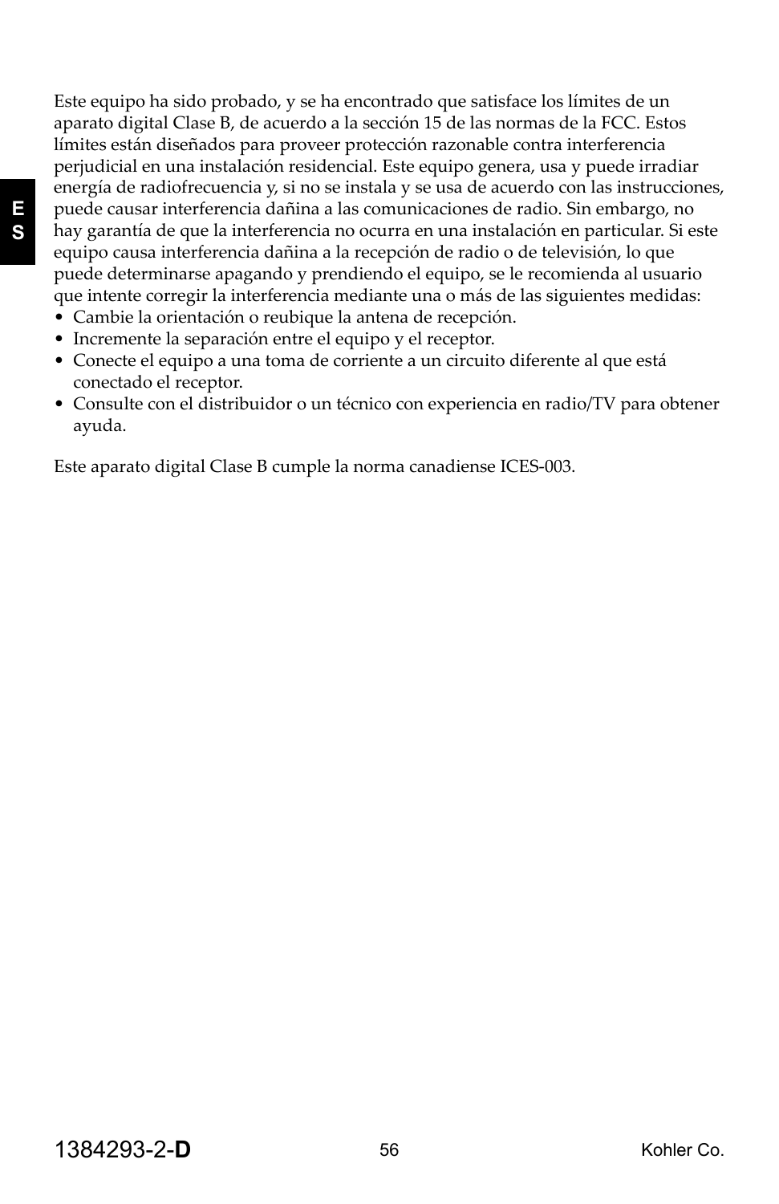Este equipo ha sido probado, y se ha encontrado que satisface los límites de un aparato digital Clase B, de acuerdo a la sección 15 de las normas de la FCC. Estos límites están diseñados para proveer protección razonable contra interferencia perjudicial en una instalación residencial. Este equipo genera, usa y puede irradiar energía de radiofrecuencia y, si no se instala y se usa de acuerdo con las instrucciones, puede causar interferencia dañina a las comunicaciones de radio. Sin embargo, no hay garantía de que la interferencia no ocurra en una instalación en particular. Si este equipo causa interferencia dañina a la recepción de radio o de televisión, lo que puede determinarse apagando y prendiendo el equipo, se le recomienda al usuario que intente corregir la interferencia mediante una o más de las siguientes medidas:

- Cambie la orientación o reubique la antena de recepción.
- Incremente la separación entre el equipo y el receptor.
- Conecte el equipo a una toma de corriente a un circuito diferente al que está conectado el receptor.
- Consulte con el distribuidor o un técnico con experiencia en radio/TV para obtener ayuda.

Este aparato digital Clase B cumple la norma canadiense ICES-003.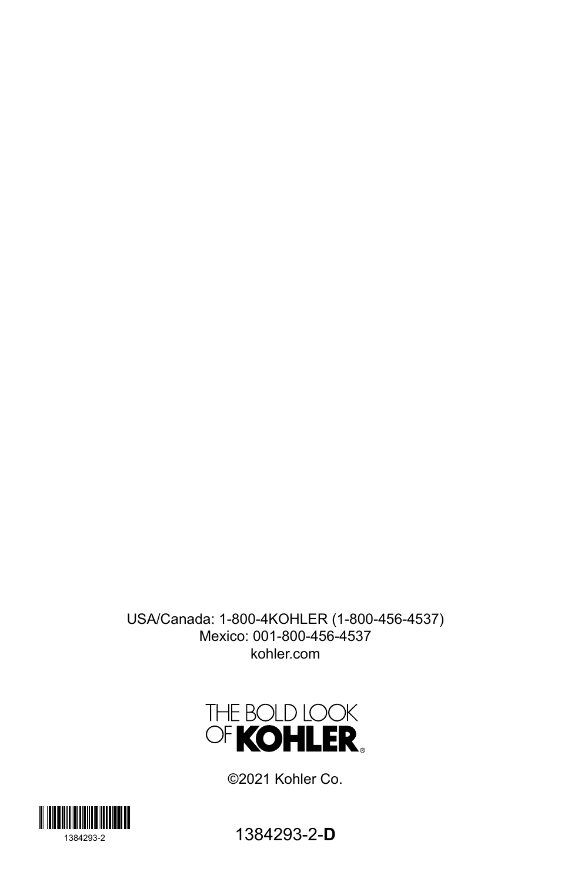USA/Canada: 1-800-4KOHLER (1-800-456-4537)
Mexico: 001-800-456-4537
kohler.com

THE BOLD LOOK OF KOHLER®

©2021 Kohler Co.

1384293-2

1384293-2-**D**